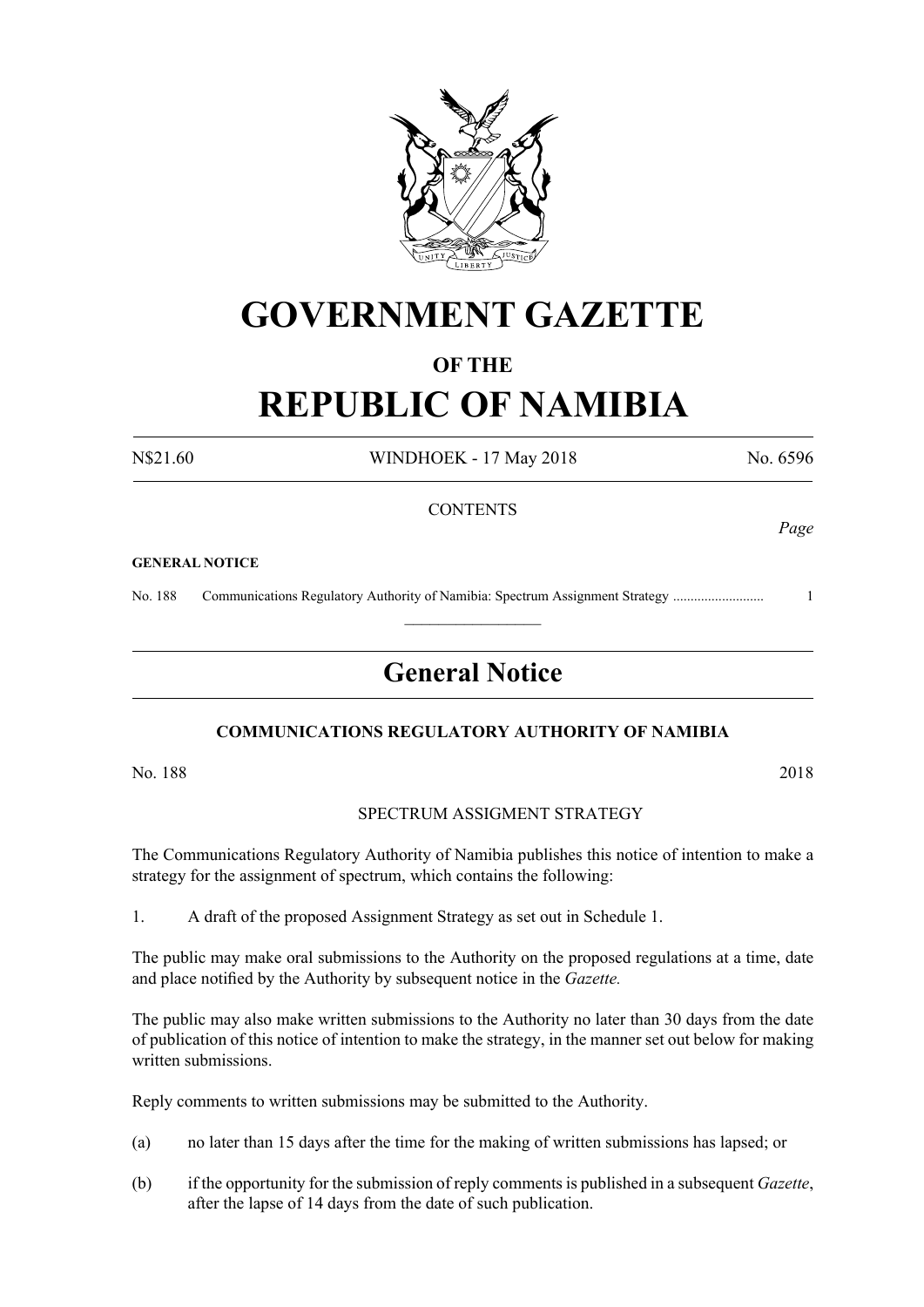# GOVERNMENT GAZETTE

## OF THE

# REPUBLIC OF NAMIBIA

N$21.60 WINDHOEK - 17 May 2018 No. 6596

CONTENTS

*Page*

**GENERAL NOTICE**

No. 188 Communications Regulatory Authority of Namibia: Spectrum Assignment Strategy .......................... 1

---

## General Notice

**COMMUNICATIONS REGULATORY AUTHORITY OF NAMIBIA**

No. 188 2018

SPECTRUM ASSIGMENT STRATEGY

The Communications Regulatory Authority of Namibia publishes this notice of intention to make a strategy for the assignment of spectrum, which contains the following:

1. A draft of the proposed Assignment Strategy as set out in Schedule 1.

The public may make oral submissions to the Authority on the proposed regulations at a time, date and place notified by the Authority by subsequent notice in the *Gazette.*

The public may also make written submissions to the Authority no later than 30 days from the date of publication of this notice of intention to make the strategy, in the manner set out below for making written submissions.

Reply comments to written submissions may be submitted to the Authority.

(a) no later than 15 days after the time for the making of written submissions has lapsed; or

(b) if the opportunity for the submission of reply comments is published in a subsequent *Gazette*, after the lapse of 14 days from the date of such publication.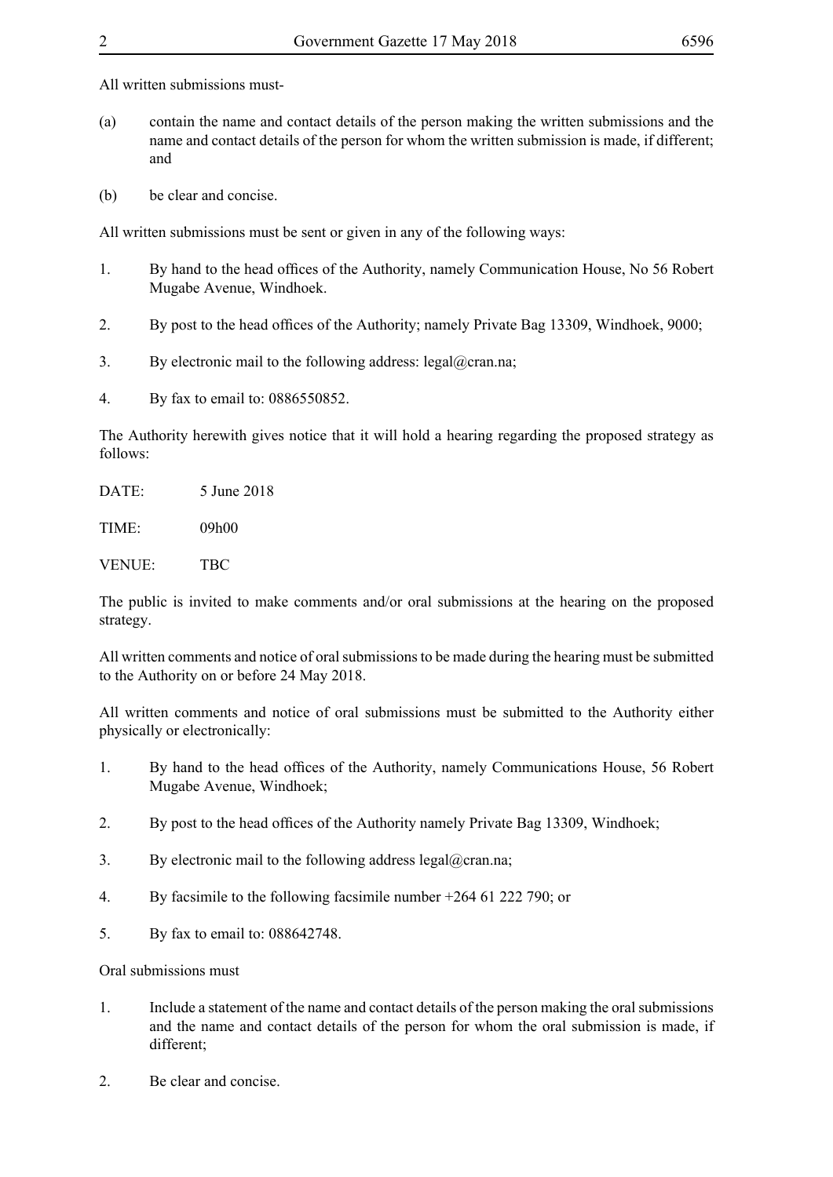All written submissions must-

(a) contain the name and contact details of the person making the written submissions and the name and contact details of the person for whom the written submission is made, if different; and

(b) be clear and concise.

All written submissions must be sent or given in any of the following ways:

1. By hand to the head offices of the Authority, namely Communication House, No 56 Robert Mugabe Avenue, Windhoek.

2. By post to the head offices of the Authority; namely Private Bag 13309, Windhoek, 9000;

3. By electronic mail to the following address: legal@cran.na;

4. By fax to email to: 0886550852.

The Authority herewith gives notice that it will hold a hearing regarding the proposed strategy as follows:

DATE: 5 June 2018

TIME: 09h00

VENUE: TBC

The public is invited to make comments and/or oral submissions at the hearing on the proposed strategy.

All written comments and notice of oral submissions to be made during the hearing must be submitted to the Authority on or before 24 May 2018.

All written comments and notice of oral submissions must be submitted to the Authority either physically or electronically:

1. By hand to the head offices of the Authority, namely Communications House, 56 Robert Mugabe Avenue, Windhoek;

2. By post to the head offices of the Authority namely Private Bag 13309, Windhoek;

3. By electronic mail to the following address legal@cran.na;

4. By facsimile to the following facsimile number +264 61 222 790; or

5. By fax to email to: 088642748.

Oral submissions must

1. Include a statement of the name and contact details of the person making the oral submissions and the name and contact details of the person for whom the oral submission is made, if different;

2. Be clear and concise.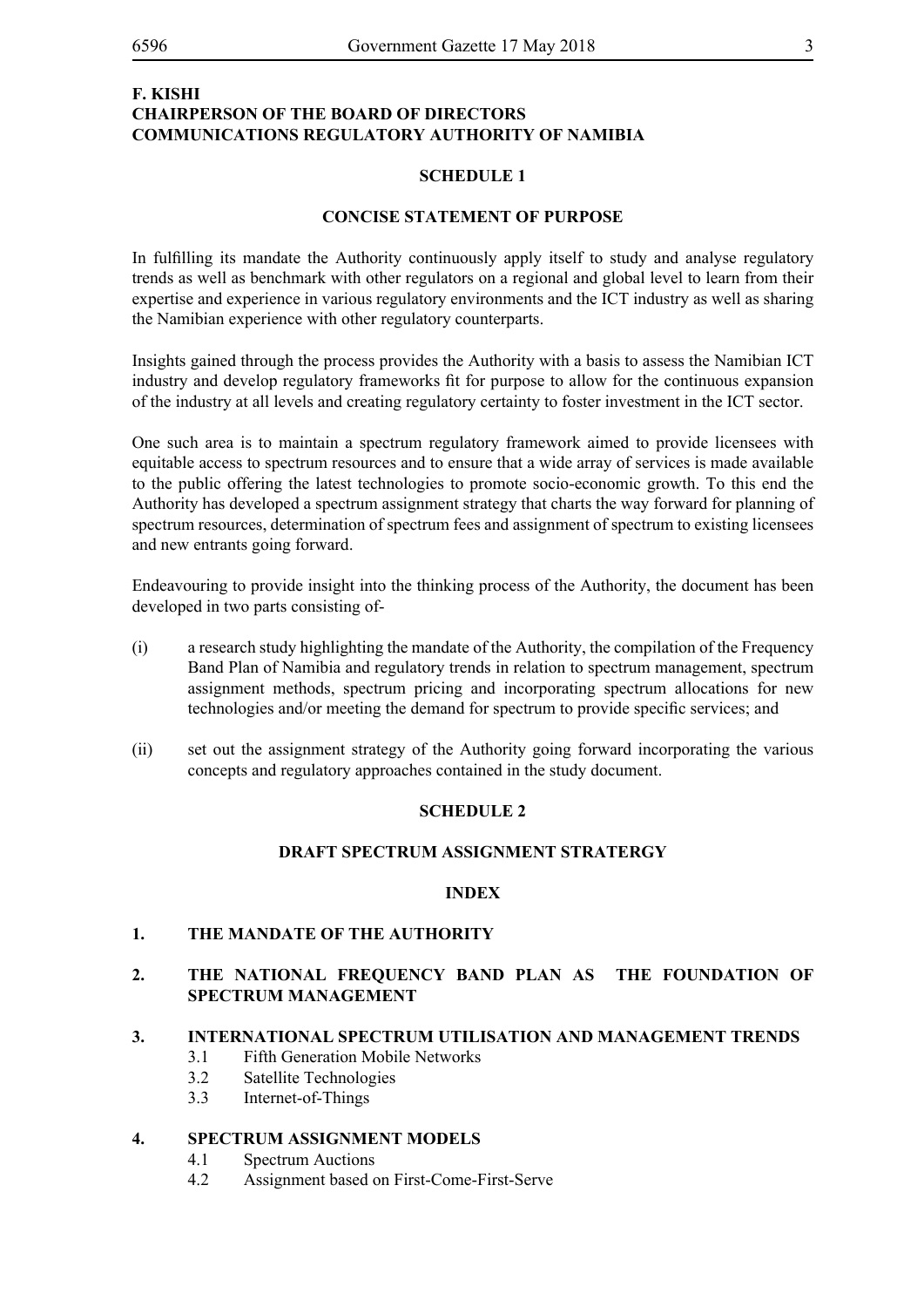**F. KISHI**
**CHAIRPERSON OF THE BOARD OF DIRECTORS**
**COMMUNICATIONS REGULATORY AUTHORITY OF NAMIBIA**

## SCHEDULE 1

## CONCISE STATEMENT OF PURPOSE

In fulfilling its mandate the Authority continuously apply itself to study and analyse regulatory trends as well as benchmark with other regulators on a regional and global level to learn from their expertise and experience in various regulatory environments and the ICT industry as well as sharing the Namibian experience with other regulatory counterparts.

Insights gained through the process provides the Authority with a basis to assess the Namibian ICT industry and develop regulatory frameworks fit for purpose to allow for the continuous expansion of the industry at all levels and creating regulatory certainty to foster investment in the ICT sector.

One such area is to maintain a spectrum regulatory framework aimed to provide licensees with equitable access to spectrum resources and to ensure that a wide array of services is made available to the public offering the latest technologies to promote socio-economic growth. To this end the Authority has developed a spectrum assignment strategy that charts the way forward for planning of spectrum resources, determination of spectrum fees and assignment of spectrum to existing licensees and new entrants going forward.

Endeavouring to provide insight into the thinking process of the Authority, the document has been developed in two parts consisting of-

(i) a research study highlighting the mandate of the Authority, the compilation of the Frequency Band Plan of Namibia and regulatory trends in relation to spectrum management, spectrum assignment methods, spectrum pricing and incorporating spectrum allocations for new technologies and/or meeting the demand for spectrum to provide specific services; and

(ii) set out the assignment strategy of the Authority going forward incorporating the various concepts and regulatory approaches contained in the study document.

## SCHEDULE 2

## DRAFT SPECTRUM ASSIGNMENT STRATERGY

## INDEX

**1. THE MANDATE OF THE AUTHORITY**

**2. THE NATIONAL FREQUENCY BAND PLAN AS THE FOUNDATION OF SPECTRUM MANAGEMENT**

**3. INTERNATIONAL SPECTRUM UTILISATION AND MANAGEMENT TRENDS**
- 3.1 Fifth Generation Mobile Networks
- 3.2 Satellite Technologies
- 3.3 Internet-of-Things

**4. SPECTRUM ASSIGNMENT MODELS**
- 4.1 Spectrum Auctions
- 4.2 Assignment based on First-Come-First-Serve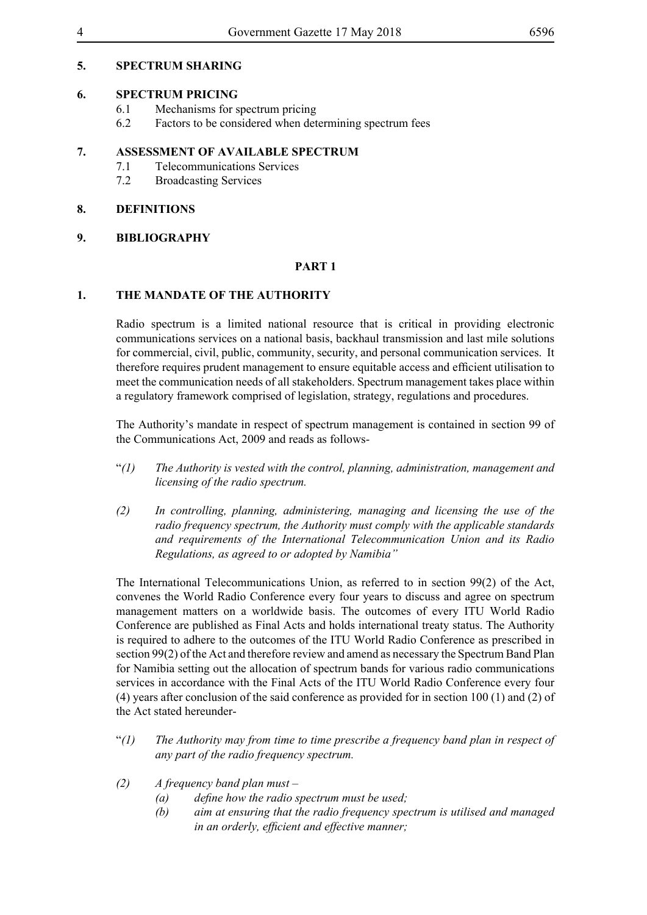**5. SPECTRUM SHARING**

**6. SPECTRUM PRICING**

- 6.1 Mechanisms for spectrum pricing
- 6.2 Factors to be considered when determining spectrum fees

**7. ASSESSMENT OF AVAILABLE SPECTRUM**

- 7.1 Telecommunications Services
- 7.2 Broadcasting Services

**8. DEFINITIONS**

**9. BIBLIOGRAPHY**

## PART 1

## 1. THE MANDATE OF THE AUTHORITY

Radio spectrum is a limited national resource that is critical in providing electronic communications services on a national basis, backhaul transmission and last mile solutions for commercial, civil, public, community, security, and personal communication services. It therefore requires prudent management to ensure equitable access and efficient utilisation to meet the communication needs of all stakeholders. Spectrum management takes place within a regulatory framework comprised of legislation, strategy, regulations and procedures.

The Authority's mandate in respect of spectrum management is contained in section 99 of the Communications Act, 2009 and reads as follows-

"*(1) The Authority is vested with the control, planning, administration, management and licensing of the radio spectrum.*

*(2) In controlling, planning, administering, managing and licensing the use of the radio frequency spectrum, the Authority must comply with the applicable standards and requirements of the International Telecommunication Union and its Radio Regulations, as agreed to or adopted by Namibia"*

The International Telecommunications Union, as referred to in section 99(2) of the Act, convenes the World Radio Conference every four years to discuss and agree on spectrum management matters on a worldwide basis. The outcomes of every ITU World Radio Conference are published as Final Acts and holds international treaty status. The Authority is required to adhere to the outcomes of the ITU World Radio Conference as prescribed in section 99(2) of the Act and therefore review and amend as necessary the Spectrum Band Plan for Namibia setting out the allocation of spectrum bands for various radio communications services in accordance with the Final Acts of the ITU World Radio Conference every four (4) years after conclusion of the said conference as provided for in section 100 (1) and (2) of the Act stated hereunder-

"*(1) The Authority may from time to time prescribe a frequency band plan in respect of any part of the radio frequency spectrum.*

*(2) A frequency band plan must –*

*(a) define how the radio spectrum must be used;*

*(b) aim at ensuring that the radio frequency spectrum is utilised and managed in an orderly, efficient and effective manner;*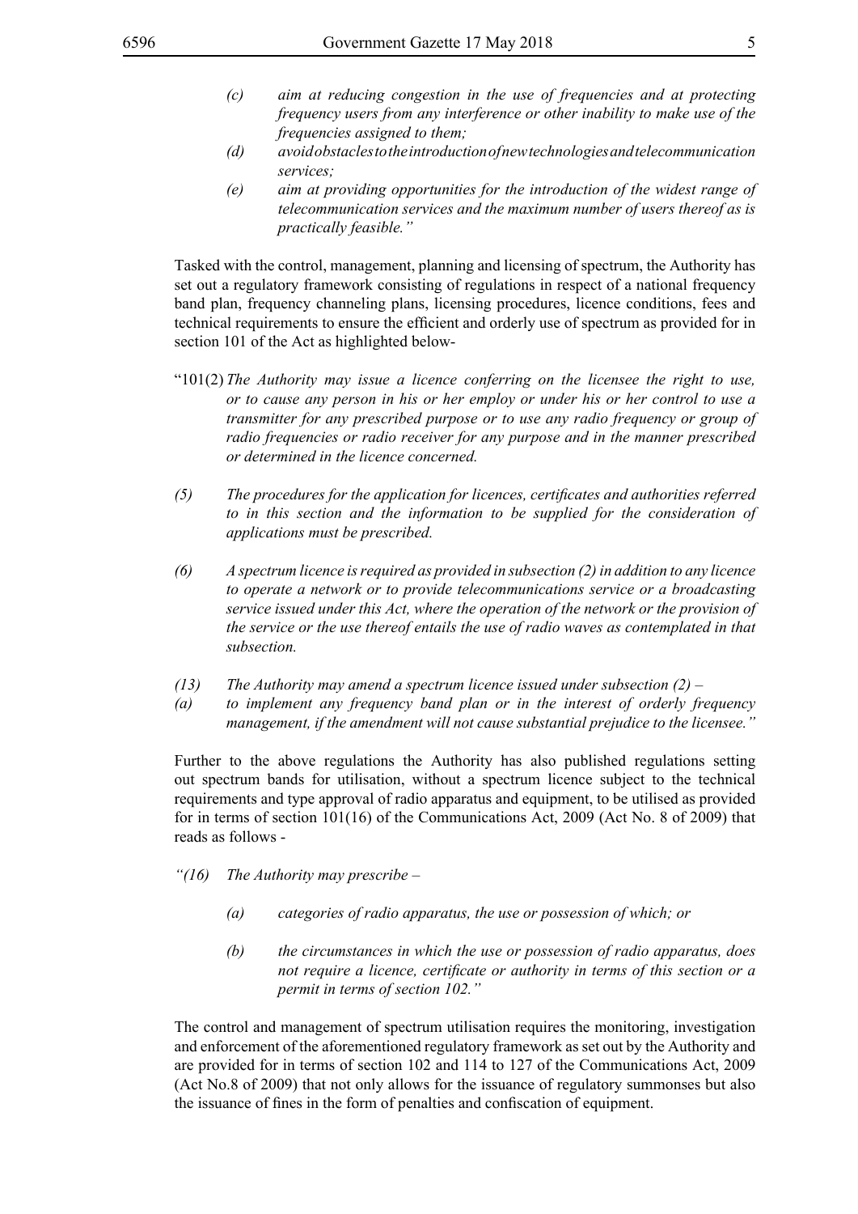- *(c) aim at reducing congestion in the use of frequencies and at protecting frequency users from any interference or other inability to make use of the frequencies assigned to them;*
- *(d) avoid obstacles to the introduction of new technologies and telecommunication services;*
- *(e) aim at providing opportunities for the introduction of the widest range of telecommunication services and the maximum number of users thereof as is practically feasible."*

Tasked with the control, management, planning and licensing of spectrum, the Authority has set out a regulatory framework consisting of regulations in respect of a national frequency band plan, frequency channeling plans, licensing procedures, licence conditions, fees and technical requirements to ensure the efficient and orderly use of spectrum as provided for in section 101 of the Act as highlighted below-

"101(2) *The Authority may issue a licence conferring on the licensee the right to use, or to cause any person in his or her employ or under his or her control to use a transmitter for any prescribed purpose or to use any radio frequency or group of radio frequencies or radio receiver for any purpose and in the manner prescribed or determined in the licence concerned.*

*(5) The procedures for the application for licences, certificates and authorities referred to in this section and the information to be supplied for the consideration of applications must be prescribed.*

*(6) A spectrum licence is required as provided in subsection (2) in addition to any licence to operate a network or to provide telecommunications service or a broadcasting service issued under this Act, where the operation of the network or the provision of the service or the use thereof entails the use of radio waves as contemplated in that subsection.*

*(13) The Authority may amend a spectrum licence issued under subsection (2) –*
*(a) to implement any frequency band plan or in the interest of orderly frequency management, if the amendment will not cause substantial prejudice to the licensee."*

Further to the above regulations the Authority has also published regulations setting out spectrum bands for utilisation, without a spectrum licence subject to the technical requirements and type approval of radio apparatus and equipment, to be utilised as provided for in terms of section 101(16) of the Communications Act, 2009 (Act No. 8 of 2009) that reads as follows -

*"(16) The Authority may prescribe –*

- *(a) categories of radio apparatus, the use or possession of which; or*

- *(b) the circumstances in which the use or possession of radio apparatus, does not require a licence, certificate or authority in terms of this section or a permit in terms of section 102."*

The control and management of spectrum utilisation requires the monitoring, investigation and enforcement of the aforementioned regulatory framework as set out by the Authority and are provided for in terms of section 102 and 114 to 127 of the Communications Act, 2009 (Act No.8 of 2009) that not only allows for the issuance of regulatory summonses but also the issuance of fines in the form of penalties and confiscation of equipment.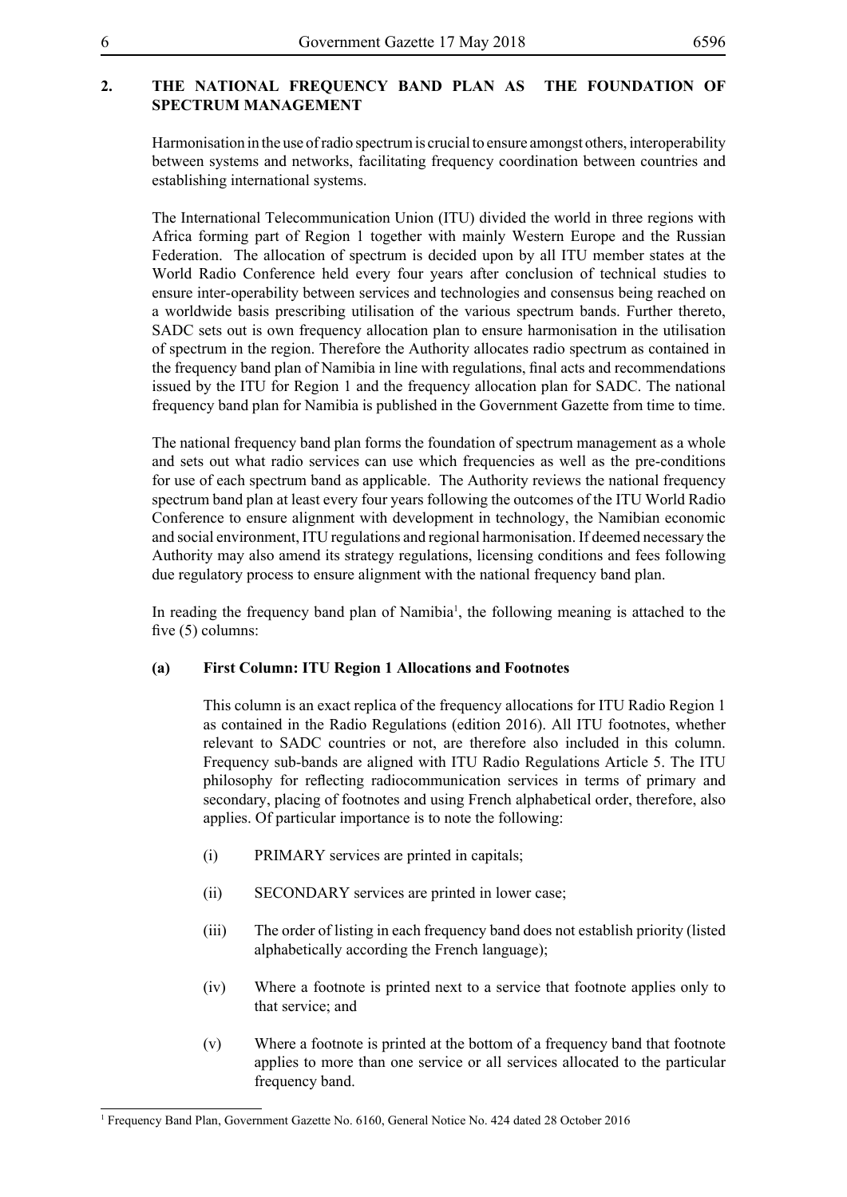## 2. THE NATIONAL FREQUENCY BAND PLAN AS THE FOUNDATION OF SPECTRUM MANAGEMENT

Harmonisation in the use of radio spectrum is crucial to ensure amongst others, interoperability between systems and networks, facilitating frequency coordination between countries and establishing international systems.

The International Telecommunication Union (ITU) divided the world in three regions with Africa forming part of Region 1 together with mainly Western Europe and the Russian Federation. The allocation of spectrum is decided upon by all ITU member states at the World Radio Conference held every four years after conclusion of technical studies to ensure inter-operability between services and technologies and consensus being reached on a worldwide basis prescribing utilisation of the various spectrum bands. Further thereto, SADC sets out is own frequency allocation plan to ensure harmonisation in the utilisation of spectrum in the region. Therefore the Authority allocates radio spectrum as contained in the frequency band plan of Namibia in line with regulations, final acts and recommendations issued by the ITU for Region 1 and the frequency allocation plan for SADC. The national frequency band plan for Namibia is published in the Government Gazette from time to time.

The national frequency band plan forms the foundation of spectrum management as a whole and sets out what radio services can use which frequencies as well as the pre-conditions for use of each spectrum band as applicable. The Authority reviews the national frequency spectrum band plan at least every four years following the outcomes of the ITU World Radio Conference to ensure alignment with development in technology, the Namibian economic and social environment, ITU regulations and regional harmonisation. If deemed necessary the Authority may also amend its strategy regulations, licensing conditions and fees following due regulatory process to ensure alignment with the national frequency band plan.

In reading the frequency band plan of Namibia[1], the following meaning is attached to the five (5) columns:

**(a) First Column: ITU Region 1 Allocations and Footnotes**

This column is an exact replica of the frequency allocations for ITU Radio Region 1 as contained in the Radio Regulations (edition 2016). All ITU footnotes, whether relevant to SADC countries or not, are therefore also included in this column. Frequency sub-bands are aligned with ITU Radio Regulations Article 5. The ITU philosophy for reflecting radiocommunication services in terms of primary and secondary, placing of footnotes and using French alphabetical order, therefore, also applies. Of particular importance is to note the following:

(i) PRIMARY services are printed in capitals;

(ii) SECONDARY services are printed in lower case;

(iii) The order of listing in each frequency band does not establish priority (listed alphabetically according the French language);

(iv) Where a footnote is printed next to a service that footnote applies only to that service; and

(v) Where a footnote is printed at the bottom of a frequency band that footnote applies to more than one service or all services allocated to the particular frequency band.

---

[1] Frequency Band Plan, Government Gazette No. 6160, General Notice No. 424 dated 28 October 2016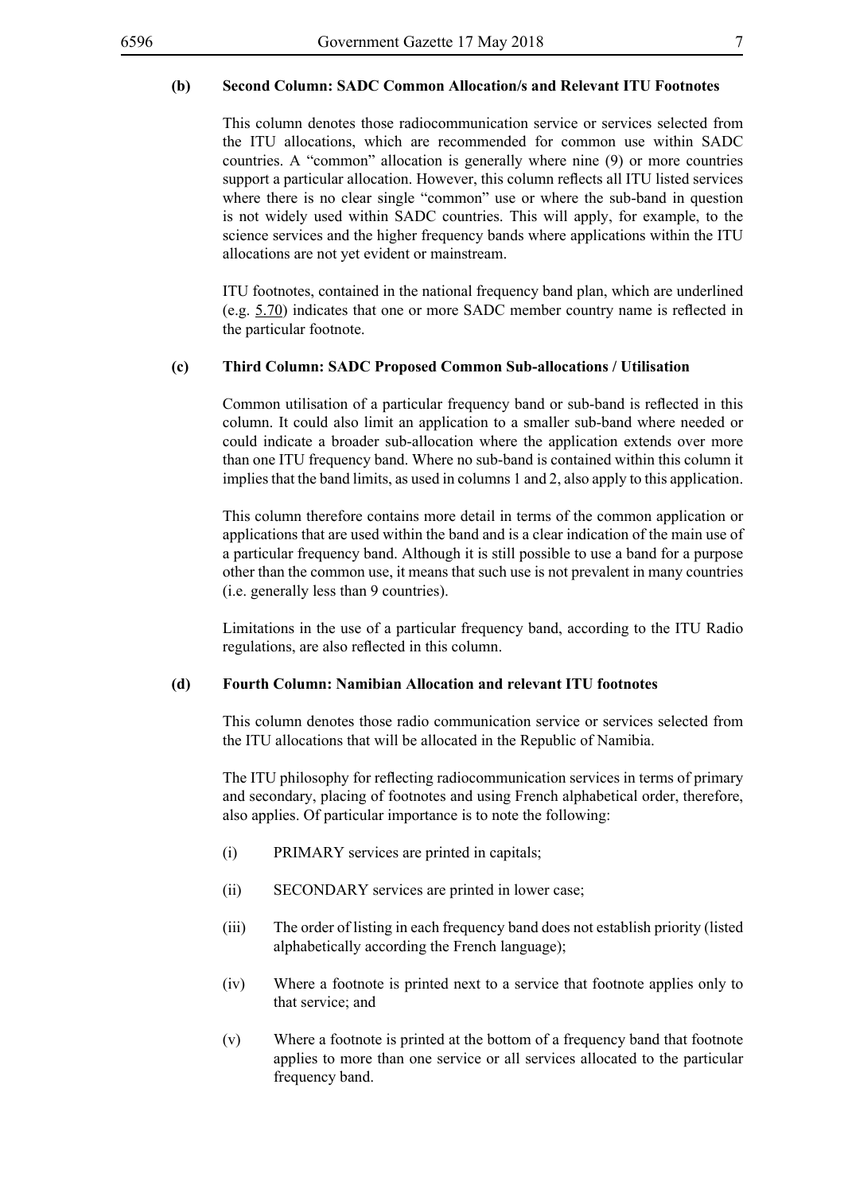**(b) Second Column: SADC Common Allocation/s and Relevant ITU Footnotes**

This column denotes those radiocommunication service or services selected from the ITU allocations, which are recommended for common use within SADC countries. A "common" allocation is generally where nine (9) or more countries support a particular allocation. However, this column reflects all ITU listed services where there is no clear single "common" use or where the sub-band in question is not widely used within SADC countries. This will apply, for example, to the science services and the higher frequency bands where applications within the ITU allocations are not yet evident or mainstream.

ITU footnotes, contained in the national frequency band plan, which are underlined (e.g. <u>5.70</u>) indicates that one or more SADC member country name is reflected in the particular footnote.

**(c) Third Column: SADC Proposed Common Sub-allocations / Utilisation**

Common utilisation of a particular frequency band or sub-band is reflected in this column. It could also limit an application to a smaller sub-band where needed or could indicate a broader sub-allocation where the application extends over more than one ITU frequency band. Where no sub-band is contained within this column it implies that the band limits, as used in columns 1 and 2, also apply to this application.

This column therefore contains more detail in terms of the common application or applications that are used within the band and is a clear indication of the main use of a particular frequency band. Although it is still possible to use a band for a purpose other than the common use, it means that such use is not prevalent in many countries (i.e. generally less than 9 countries).

Limitations in the use of a particular frequency band, according to the ITU Radio regulations, are also reflected in this column.

**(d) Fourth Column: Namibian Allocation and relevant ITU footnotes**

This column denotes those radio communication service or services selected from the ITU allocations that will be allocated in the Republic of Namibia.

The ITU philosophy for reflecting radiocommunication services in terms of primary and secondary, placing of footnotes and using French alphabetical order, therefore, also applies. Of particular importance is to note the following:

(i) PRIMARY services are printed in capitals;

(ii) SECONDARY services are printed in lower case;

(iii) The order of listing in each frequency band does not establish priority (listed alphabetically according the French language);

(iv) Where a footnote is printed next to a service that footnote applies only to that service; and

(v) Where a footnote is printed at the bottom of a frequency band that footnote applies to more than one service or all services allocated to the particular frequency band.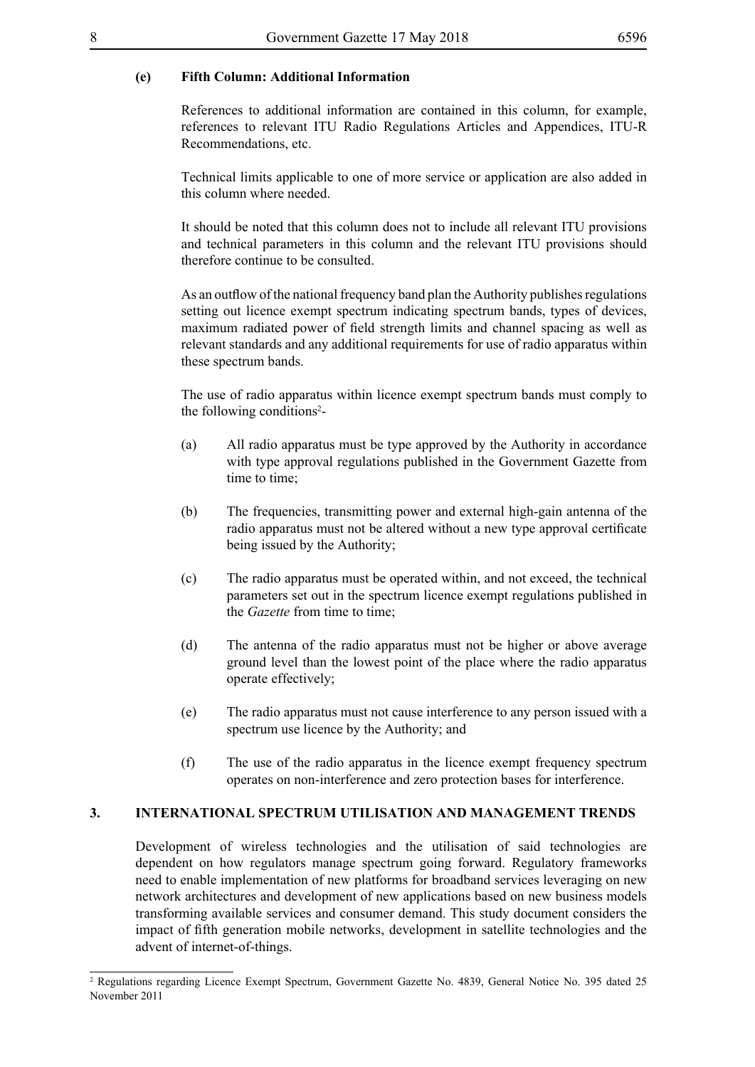**(e) Fifth Column: Additional Information**

References to additional information are contained in this column, for example, references to relevant ITU Radio Regulations Articles and Appendices, ITU-R Recommendations, etc.

Technical limits applicable to one of more service or application are also added in this column where needed.

It should be noted that this column does not to include all relevant ITU provisions and technical parameters in this column and the relevant ITU provisions should therefore continue to be consulted.

As an outflow of the national frequency band plan the Authority publishes regulations setting out licence exempt spectrum indicating spectrum bands, types of devices, maximum radiated power of field strength limits and channel spacing as well as relevant standards and any additional requirements for use of radio apparatus within these spectrum bands.

The use of radio apparatus within licence exempt spectrum bands must comply to the following conditions[2]-

(a) All radio apparatus must be type approved by the Authority in accordance with type approval regulations published in the Government Gazette from time to time;

(b) The frequencies, transmitting power and external high-gain antenna of the radio apparatus must not be altered without a new type approval certificate being issued by the Authority;

(c) The radio apparatus must be operated within, and not exceed, the technical parameters set out in the spectrum licence exempt regulations published in the *Gazette* from time to time;

(d) The antenna of the radio apparatus must not be higher or above average ground level than the lowest point of the place where the radio apparatus operate effectively;

(e) The radio apparatus must not cause interference to any person issued with a spectrum use licence by the Authority; and

(f) The use of the radio apparatus in the licence exempt frequency spectrum operates on non-interference and zero protection bases for interference.

## 3. INTERNATIONAL SPECTRUM UTILISATION AND MANAGEMENT TRENDS

Development of wireless technologies and the utilisation of said technologies are dependent on how regulators manage spectrum going forward. Regulatory frameworks need to enable implementation of new platforms for broadband services leveraging on new network architectures and development of new applications based on new business models transforming available services and consumer demand. This study document considers the impact of fifth generation mobile networks, development in satellite technologies and the advent of internet-of-things.

[2] Regulations regarding Licence Exempt Spectrum, Government Gazette No. 4839, General Notice No. 395 dated 25 November 2011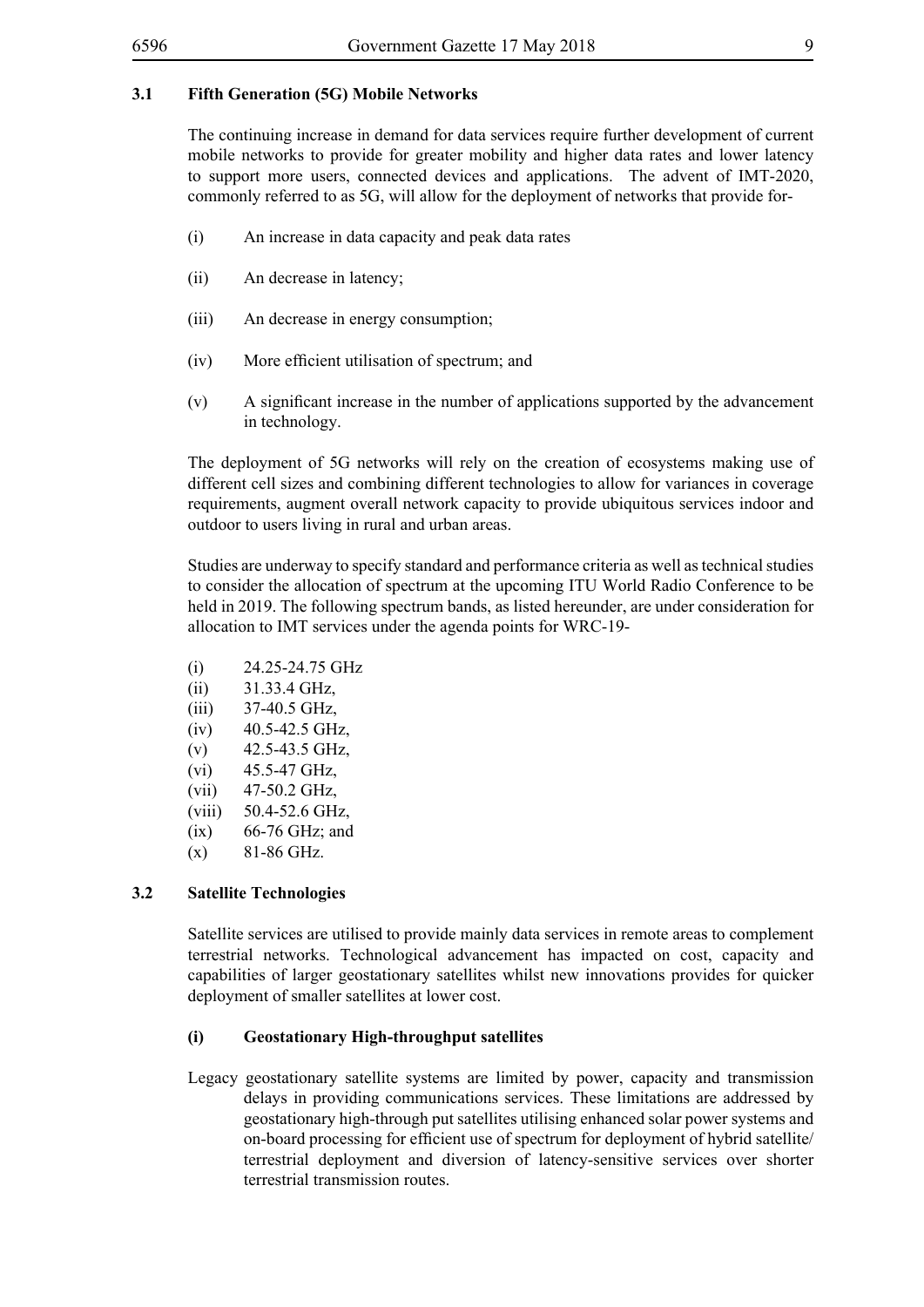### 3.1 Fifth Generation (5G) Mobile Networks

The continuing increase in demand for data services require further development of current mobile networks to provide for greater mobility and higher data rates and lower latency to support more users, connected devices and applications. The advent of IMT-2020, commonly referred to as 5G, will allow for the deployment of networks that provide for-

(i) An increase in data capacity and peak data rates

(ii) An decrease in latency;

(iii) An decrease in energy consumption;

(iv) More efficient utilisation of spectrum; and

(v) A significant increase in the number of applications supported by the advancement in technology.

The deployment of 5G networks will rely on the creation of ecosystems making use of different cell sizes and combining different technologies to allow for variances in coverage requirements, augment overall network capacity to provide ubiquitous services indoor and outdoor to users living in rural and urban areas.

Studies are underway to specify standard and performance criteria as well as technical studies to consider the allocation of spectrum at the upcoming ITU World Radio Conference to be held in 2019. The following spectrum bands, as listed hereunder, are under consideration for allocation to IMT services under the agenda points for WRC-19-

(i) 24.25-24.75 GHz
(ii) 31.33.4 GHz,
(iii) 37-40.5 GHz,
(iv) 40.5-42.5 GHz,
(v) 42.5-43.5 GHz,
(vi) 45.5-47 GHz,
(vii) 47-50.2 GHz,
(viii) 50.4-52.6 GHz,
(ix) 66-76 GHz; and
(x) 81-86 GHz.

### 3.2 Satellite Technologies

Satellite services are utilised to provide mainly data services in remote areas to complement terrestrial networks. Technological advancement has impacted on cost, capacity and capabilities of larger geostationary satellites whilst new innovations provides for quicker deployment of smaller satellites at lower cost.

**(i) Geostationary High-throughput satellites**

Legacy geostationary satellite systems are limited by power, capacity and transmission delays in providing communications services. These limitations are addressed by geostationary high-through put satellites utilising enhanced solar power systems and on-board processing for efficient use of spectrum for deployment of hybrid satellite/terrestrial deployment and diversion of latency-sensitive services over shorter terrestrial transmission routes.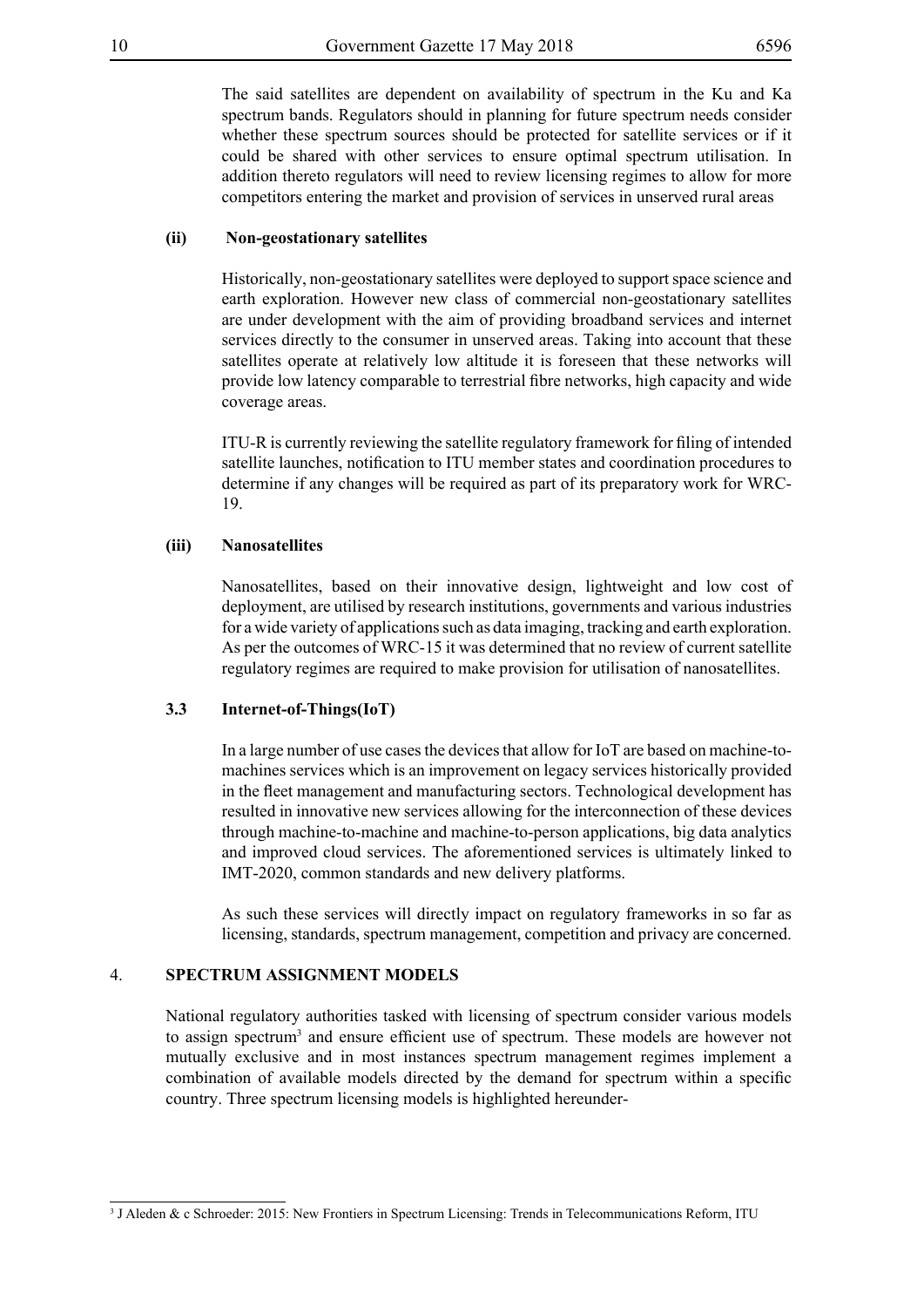The said satellites are dependent on availability of spectrum in the Ku and Ka spectrum bands. Regulators should in planning for future spectrum needs consider whether these spectrum sources should be protected for satellite services or if it could be shared with other services to ensure optimal spectrum utilisation. In addition thereto regulators will need to review licensing regimes to allow for more competitors entering the market and provision of services in unserved rural areas

**(ii) Non-geostationary satellites**

Historically, non-geostationary satellites were deployed to support space science and earth exploration. However new class of commercial non-geostationary satellites are under development with the aim of providing broadband services and internet services directly to the consumer in unserved areas. Taking into account that these satellites operate at relatively low altitude it is foreseen that these networks will provide low latency comparable to terrestrial fibre networks, high capacity and wide coverage areas.

ITU-R is currently reviewing the satellite regulatory framework for filing of intended satellite launches, notification to ITU member states and coordination procedures to determine if any changes will be required as part of its preparatory work for WRC-19.

**(iii) Nanosatellites**

Nanosatellites, based on their innovative design, lightweight and low cost of deployment, are utilised by research institutions, governments and various industries for a wide variety of applications such as data imaging, tracking and earth exploration. As per the outcomes of WRC-15 it was determined that no review of current satellite regulatory regimes are required to make provision for utilisation of nanosatellites.

### 3.3 Internet-of-Things(IoT)

In a large number of use cases the devices that allow for IoT are based on machine-to-machines services which is an improvement on legacy services historically provided in the fleet management and manufacturing sectors. Technological development has resulted in innovative new services allowing for the interconnection of these devices through machine-to-machine and machine-to-person applications, big data analytics and improved cloud services. The aforementioned services is ultimately linked to IMT-2020, common standards and new delivery platforms.

As such these services will directly impact on regulatory frameworks in so far as licensing, standards, spectrum management, competition and privacy are concerned.

## 4. SPECTRUM ASSIGNMENT MODELS

National regulatory authorities tasked with licensing of spectrum consider various models to assign spectrum[3] and ensure efficient use of spectrum. These models are however not mutually exclusive and in most instances spectrum management regimes implement a combination of available models directed by the demand for spectrum within a specific country. Three spectrum licensing models is highlighted hereunder-

---

[3] J Aleden & c Schroeder: 2015: New Frontiers in Spectrum Licensing: Trends in Telecommunications Reform, ITU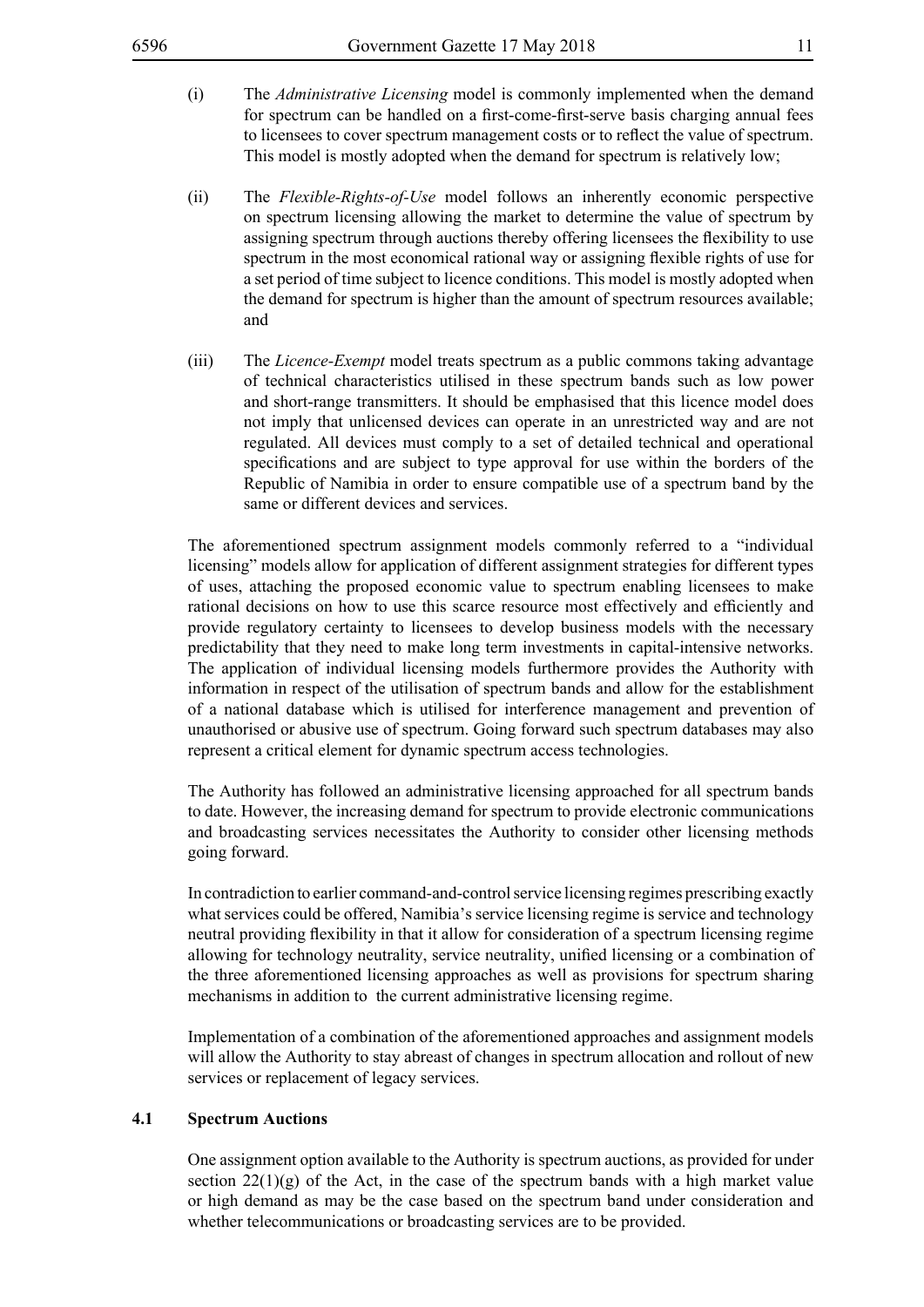(i) The *Administrative Licensing* model is commonly implemented when the demand for spectrum can be handled on a first-come-first-serve basis charging annual fees to licensees to cover spectrum management costs or to reflect the value of spectrum. This model is mostly adopted when the demand for spectrum is relatively low;

(ii) The *Flexible-Rights-of-Use* model follows an inherently economic perspective on spectrum licensing allowing the market to determine the value of spectrum by assigning spectrum through auctions thereby offering licensees the flexibility to use spectrum in the most economical rational way or assigning flexible rights of use for a set period of time subject to licence conditions. This model is mostly adopted when the demand for spectrum is higher than the amount of spectrum resources available; and

(iii) The *Licence-Exempt* model treats spectrum as a public commons taking advantage of technical characteristics utilised in these spectrum bands such as low power and short-range transmitters. It should be emphasised that this licence model does not imply that unlicensed devices can operate in an unrestricted way and are not regulated. All devices must comply to a set of detailed technical and operational specifications and are subject to type approval for use within the borders of the Republic of Namibia in order to ensure compatible use of a spectrum band by the same or different devices and services.

The aforementioned spectrum assignment models commonly referred to a "individual licensing" models allow for application of different assignment strategies for different types of uses, attaching the proposed economic value to spectrum enabling licensees to make rational decisions on how to use this scarce resource most effectively and efficiently and provide regulatory certainty to licensees to develop business models with the necessary predictability that they need to make long term investments in capital-intensive networks. The application of individual licensing models furthermore provides the Authority with information in respect of the utilisation of spectrum bands and allow for the establishment of a national database which is utilised for interference management and prevention of unauthorised or abusive use of spectrum. Going forward such spectrum databases may also represent a critical element for dynamic spectrum access technologies.

The Authority has followed an administrative licensing approached for all spectrum bands to date. However, the increasing demand for spectrum to provide electronic communications and broadcasting services necessitates the Authority to consider other licensing methods going forward.

In contradiction to earlier command-and-control service licensing regimes prescribing exactly what services could be offered, Namibia's service licensing regime is service and technology neutral providing flexibility in that it allow for consideration of a spectrum licensing regime allowing for technology neutrality, service neutrality, unified licensing or a combination of the three aforementioned licensing approaches as well as provisions for spectrum sharing mechanisms in addition to the current administrative licensing regime.

Implementation of a combination of the aforementioned approaches and assignment models will allow the Authority to stay abreast of changes in spectrum allocation and rollout of new services or replacement of legacy services.

### 4.1 Spectrum Auctions

One assignment option available to the Authority is spectrum auctions, as provided for under section 22(1)(g) of the Act, in the case of the spectrum bands with a high market value or high demand as may be the case based on the spectrum band under consideration and whether telecommunications or broadcasting services are to be provided.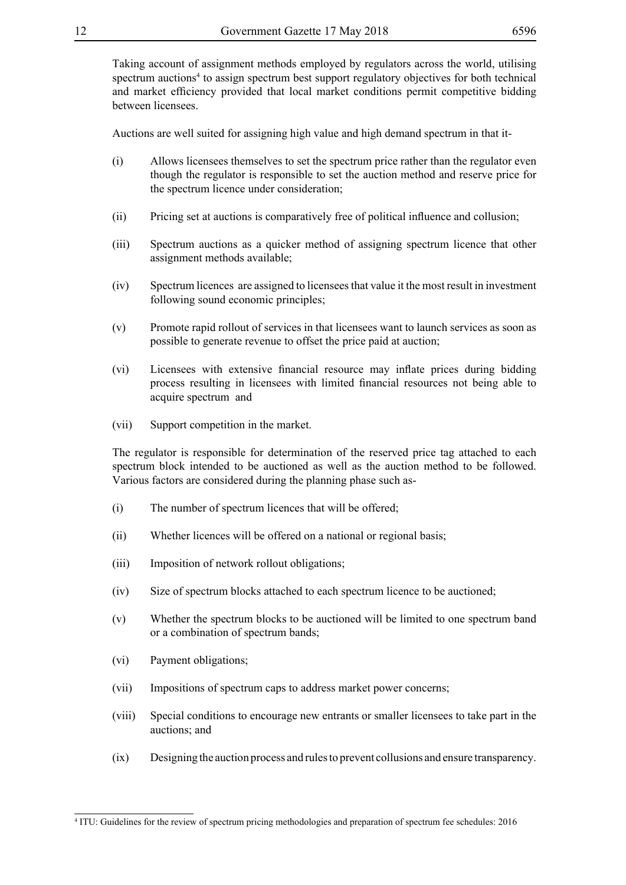Taking account of assignment methods employed by regulators across the world, utilising spectrum auctions[4] to assign spectrum best support regulatory objectives for both technical and market efficiency provided that local market conditions permit competitive bidding between licensees.

Auctions are well suited for assigning high value and high demand spectrum in that it-

(i) Allows licensees themselves to set the spectrum price rather than the regulator even though the regulator is responsible to set the auction method and reserve price for the spectrum licence under consideration;

(ii) Pricing set at auctions is comparatively free of political influence and collusion;

(iii) Spectrum auctions as a quicker method of assigning spectrum licence that other assignment methods available;

(iv) Spectrum licences are assigned to licensees that value it the most result in investment following sound economic principles;

(v) Promote rapid rollout of services in that licensees want to launch services as soon as possible to generate revenue to offset the price paid at auction;

(vi) Licensees with extensive financial resource may inflate prices during bidding process resulting in licensees with limited financial resources not being able to acquire spectrum and

(vii) Support competition in the market.

The regulator is responsible for determination of the reserved price tag attached to each spectrum block intended to be auctioned as well as the auction method to be followed. Various factors are considered during the planning phase such as-

(i) The number of spectrum licences that will be offered;

(ii) Whether licences will be offered on a national or regional basis;

(iii) Imposition of network rollout obligations;

(iv) Size of spectrum blocks attached to each spectrum licence to be auctioned;

(v) Whether the spectrum blocks to be auctioned will be limited to one spectrum band or a combination of spectrum bands;

(vi) Payment obligations;

(vii) Impositions of spectrum caps to address market power concerns;

(viii) Special conditions to encourage new entrants or smaller licensees to take part in the auctions; and

(ix) Designing the auction process and rules to prevent collusions and ensure transparency.

---

[4] ITU: Guidelines for the review of spectrum pricing methodologies and preparation of spectrum fee schedules: 2016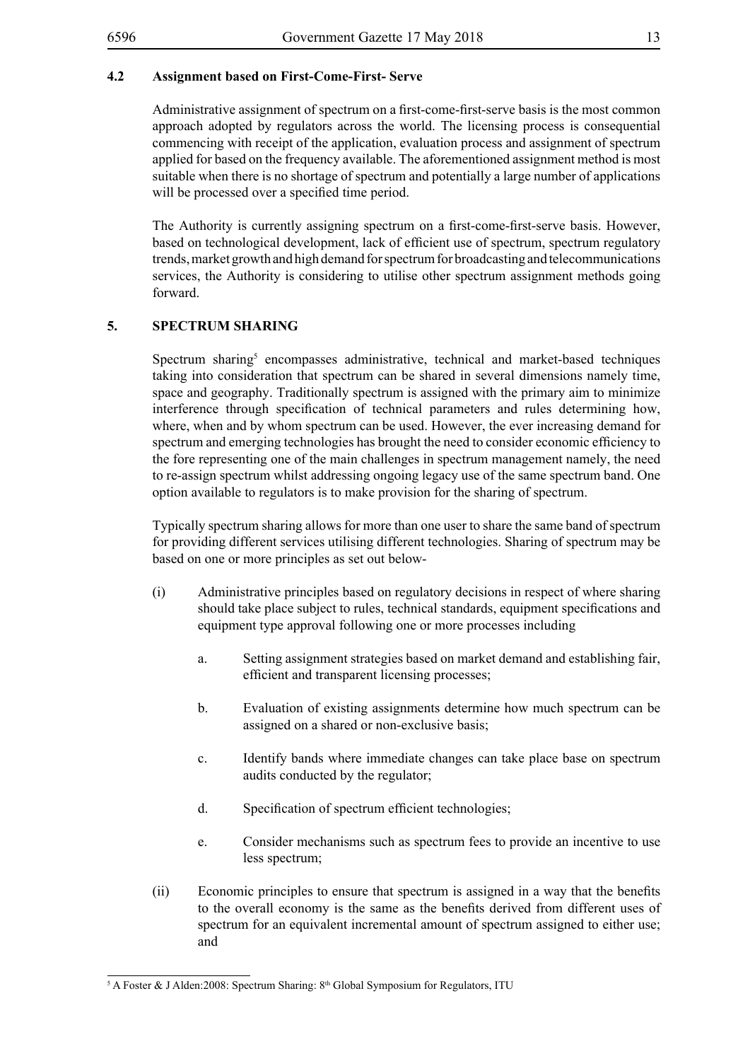### 4.2 Assignment based on First-Come-First- Serve

Administrative assignment of spectrum on a first-come-first-serve basis is the most common approach adopted by regulators across the world. The licensing process is consequential commencing with receipt of the application, evaluation process and assignment of spectrum applied for based on the frequency available. The aforementioned assignment method is most suitable when there is no shortage of spectrum and potentially a large number of applications will be processed over a specified time period.

The Authority is currently assigning spectrum on a first-come-first-serve basis. However, based on technological development, lack of efficient use of spectrum, spectrum regulatory trends, market growth and high demand for spectrum for broadcasting and telecommunications services, the Authority is considering to utilise other spectrum assignment methods going forward.

## 5. SPECTRUM SHARING

Spectrum sharing[5] encompasses administrative, technical and market-based techniques taking into consideration that spectrum can be shared in several dimensions namely time, space and geography. Traditionally spectrum is assigned with the primary aim to minimize interference through specification of technical parameters and rules determining how, where, when and by whom spectrum can be used. However, the ever increasing demand for spectrum and emerging technologies has brought the need to consider economic efficiency to the fore representing one of the main challenges in spectrum management namely, the need to re-assign spectrum whilst addressing ongoing legacy use of the same spectrum band. One option available to regulators is to make provision for the sharing of spectrum.

Typically spectrum sharing allows for more than one user to share the same band of spectrum for providing different services utilising different technologies. Sharing of spectrum may be based on one or more principles as set out below-

(i) Administrative principles based on regulatory decisions in respect of where sharing should take place subject to rules, technical standards, equipment specifications and equipment type approval following one or more processes including

   a. Setting assignment strategies based on market demand and establishing fair, efficient and transparent licensing processes;

   b. Evaluation of existing assignments determine how much spectrum can be assigned on a shared or non-exclusive basis;

   c. Identify bands where immediate changes can take place base on spectrum audits conducted by the regulator;

   d. Specification of spectrum efficient technologies;

   e. Consider mechanisms such as spectrum fees to provide an incentive to use less spectrum;

(ii) Economic principles to ensure that spectrum is assigned in a way that the benefits to the overall economy is the same as the benefits derived from different uses of spectrum for an equivalent incremental amount of spectrum assigned to either use; and

---

[5] A Foster & J Alden:2008: Spectrum Sharing: 8th Global Symposium for Regulators, ITU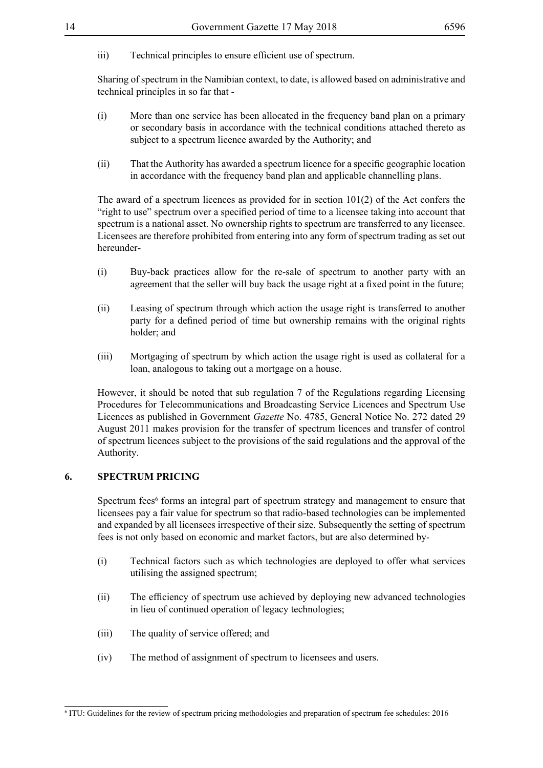iii) Technical principles to ensure efficient use of spectrum.

Sharing of spectrum in the Namibian context, to date, is allowed based on administrative and technical principles in so far that -

(i) More than one service has been allocated in the frequency band plan on a primary or secondary basis in accordance with the technical conditions attached thereto as subject to a spectrum licence awarded by the Authority; and

(ii) That the Authority has awarded a spectrum licence for a specific geographic location in accordance with the frequency band plan and applicable channelling plans.

The award of a spectrum licences as provided for in section 101(2) of the Act confers the "right to use" spectrum over a specified period of time to a licensee taking into account that spectrum is a national asset. No ownership rights to spectrum are transferred to any licensee. Licensees are therefore prohibited from entering into any form of spectrum trading as set out hereunder-

(i) Buy-back practices allow for the re-sale of spectrum to another party with an agreement that the seller will buy back the usage right at a fixed point in the future;

(ii) Leasing of spectrum through which action the usage right is transferred to another party for a defined period of time but ownership remains with the original rights holder; and

(iii) Mortgaging of spectrum by which action the usage right is used as collateral for a loan, analogous to taking out a mortgage on a house.

However, it should be noted that sub regulation 7 of the Regulations regarding Licensing Procedures for Telecommunications and Broadcasting Service Licences and Spectrum Use Licences as published in Government *Gazette* No. 4785, General Notice No. 272 dated 29 August 2011 makes provision for the transfer of spectrum licences and transfer of control of spectrum licences subject to the provisions of the said regulations and the approval of the Authority.

## 6. SPECTRUM PRICING

Spectrum fees[6] forms an integral part of spectrum strategy and management to ensure that licensees pay a fair value for spectrum so that radio-based technologies can be implemented and expanded by all licensees irrespective of their size. Subsequently the setting of spectrum fees is not only based on economic and market factors, but are also determined by-

(i) Technical factors such as which technologies are deployed to offer what services utilising the assigned spectrum;

(ii) The efficiency of spectrum use achieved by deploying new advanced technologies in lieu of continued operation of legacy technologies;

(iii) The quality of service offered; and

(iv) The method of assignment of spectrum to licensees and users.

[6] ITU: Guidelines for the review of spectrum pricing methodologies and preparation of spectrum fee schedules: 2016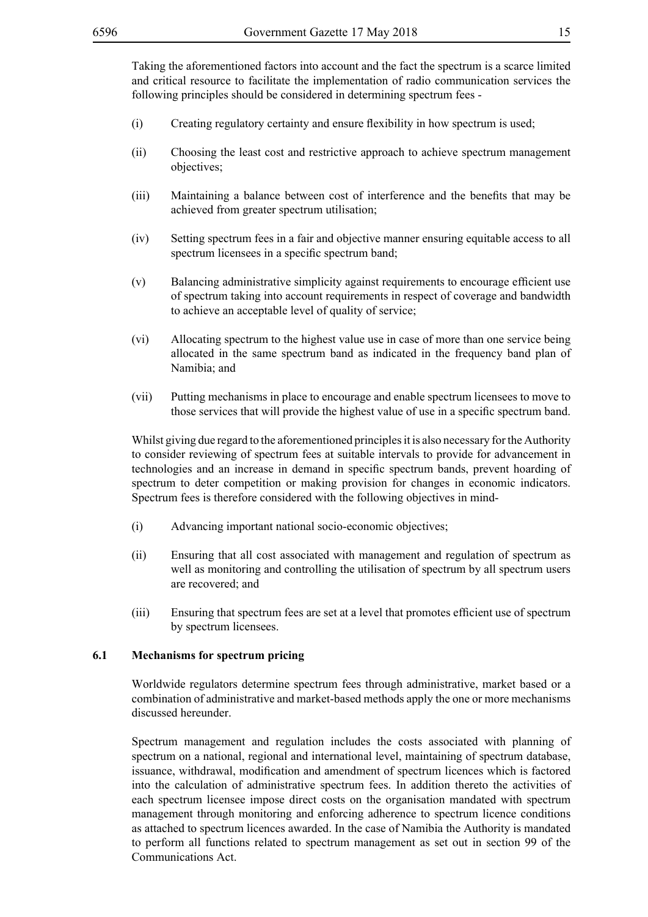Taking the aforementioned factors into account and the fact the spectrum is a scarce limited and critical resource to facilitate the implementation of radio communication services the following principles should be considered in determining spectrum fees -

(i) Creating regulatory certainty and ensure flexibility in how spectrum is used;

(ii) Choosing the least cost and restrictive approach to achieve spectrum management objectives;

(iii) Maintaining a balance between cost of interference and the benefits that may be achieved from greater spectrum utilisation;

(iv) Setting spectrum fees in a fair and objective manner ensuring equitable access to all spectrum licensees in a specific spectrum band;

(v) Balancing administrative simplicity against requirements to encourage efficient use of spectrum taking into account requirements in respect of coverage and bandwidth to achieve an acceptable level of quality of service;

(vi) Allocating spectrum to the highest value use in case of more than one service being allocated in the same spectrum band as indicated in the frequency band plan of Namibia; and

(vii) Putting mechanisms in place to encourage and enable spectrum licensees to move to those services that will provide the highest value of use in a specific spectrum band.

Whilst giving due regard to the aforementioned principles it is also necessary for the Authority to consider reviewing of spectrum fees at suitable intervals to provide for advancement in technologies and an increase in demand in specific spectrum bands, prevent hoarding of spectrum to deter competition or making provision for changes in economic indicators. Spectrum fees is therefore considered with the following objectives in mind-

(i) Advancing important national socio-economic objectives;

(ii) Ensuring that all cost associated with management and regulation of spectrum as well as monitoring and controlling the utilisation of spectrum by all spectrum users are recovered; and

(iii) Ensuring that spectrum fees are set at a level that promotes efficient use of spectrum by spectrum licensees.

### 6.1 Mechanisms for spectrum pricing

Worldwide regulators determine spectrum fees through administrative, market based or a combination of administrative and market-based methods apply the one or more mechanisms discussed hereunder.

Spectrum management and regulation includes the costs associated with planning of spectrum on a national, regional and international level, maintaining of spectrum database, issuance, withdrawal, modification and amendment of spectrum licences which is factored into the calculation of administrative spectrum fees. In addition thereto the activities of each spectrum licensee impose direct costs on the organisation mandated with spectrum management through monitoring and enforcing adherence to spectrum licence conditions as attached to spectrum licences awarded. In the case of Namibia the Authority is mandated to perform all functions related to spectrum management as set out in section 99 of the Communications Act.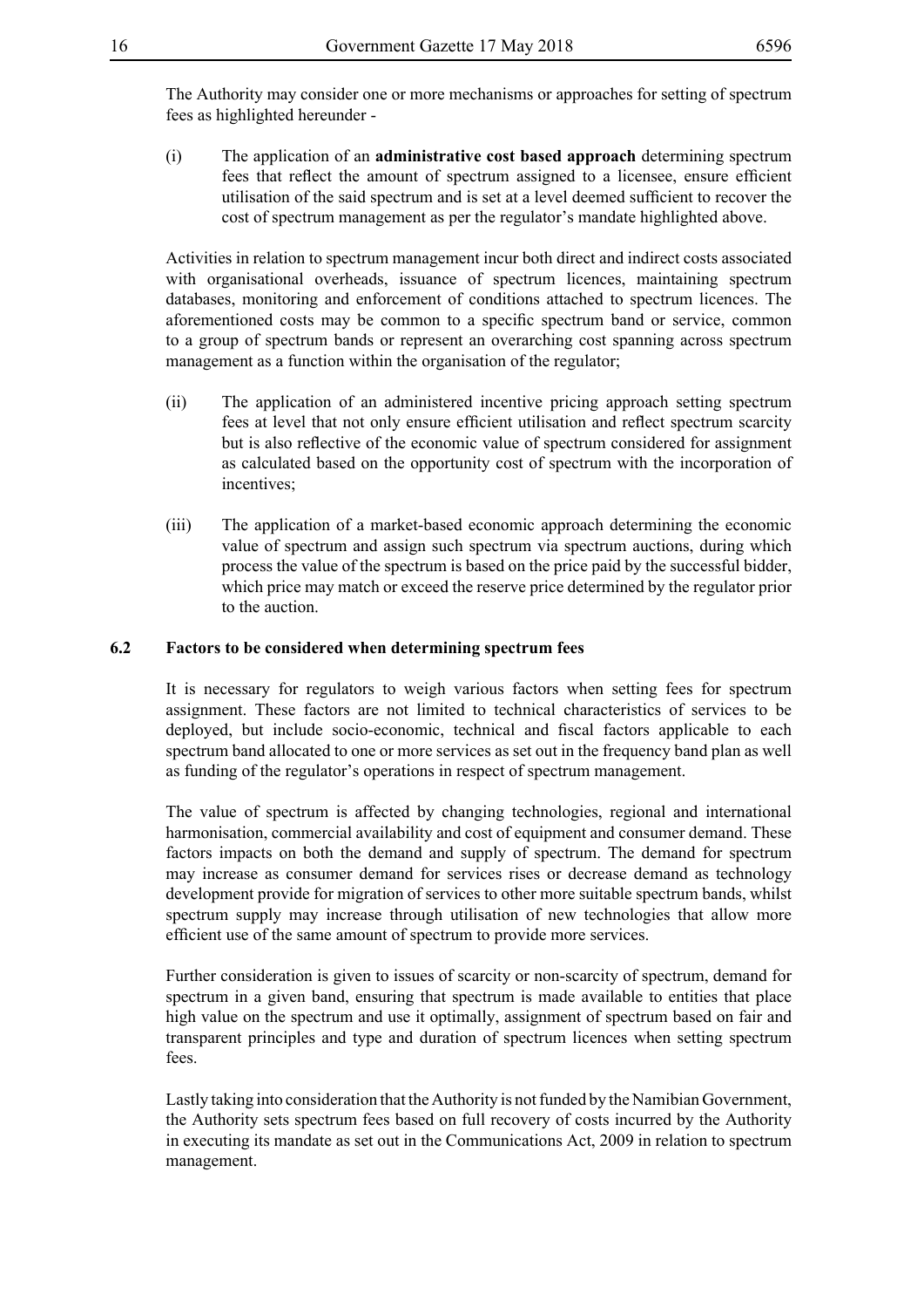The Authority may consider one or more mechanisms or approaches for setting of spectrum fees as highlighted hereunder -

(i) The application of an **administrative cost based approach** determining spectrum fees that reflect the amount of spectrum assigned to a licensee, ensure efficient utilisation of the said spectrum and is set at a level deemed sufficient to recover the cost of spectrum management as per the regulator's mandate highlighted above.

Activities in relation to spectrum management incur both direct and indirect costs associated with organisational overheads, issuance of spectrum licences, maintaining spectrum databases, monitoring and enforcement of conditions attached to spectrum licences. The aforementioned costs may be common to a specific spectrum band or service, common to a group of spectrum bands or represent an overarching cost spanning across spectrum management as a function within the organisation of the regulator;

(ii) The application of an administered incentive pricing approach setting spectrum fees at level that not only ensure efficient utilisation and reflect spectrum scarcity but is also reflective of the economic value of spectrum considered for assignment as calculated based on the opportunity cost of spectrum with the incorporation of incentives;

(iii) The application of a market-based economic approach determining the economic value of spectrum and assign such spectrum via spectrum auctions, during which process the value of the spectrum is based on the price paid by the successful bidder, which price may match or exceed the reserve price determined by the regulator prior to the auction.

## 6.2 Factors to be considered when determining spectrum fees

It is necessary for regulators to weigh various factors when setting fees for spectrum assignment. These factors are not limited to technical characteristics of services to be deployed, but include socio-economic, technical and fiscal factors applicable to each spectrum band allocated to one or more services as set out in the frequency band plan as well as funding of the regulator's operations in respect of spectrum management.

The value of spectrum is affected by changing technologies, regional and international harmonisation, commercial availability and cost of equipment and consumer demand. These factors impacts on both the demand and supply of spectrum. The demand for spectrum may increase as consumer demand for services rises or decrease demand as technology development provide for migration of services to other more suitable spectrum bands, whilst spectrum supply may increase through utilisation of new technologies that allow more efficient use of the same amount of spectrum to provide more services.

Further consideration is given to issues of scarcity or non-scarcity of spectrum, demand for spectrum in a given band, ensuring that spectrum is made available to entities that place high value on the spectrum and use it optimally, assignment of spectrum based on fair and transparent principles and type and duration of spectrum licences when setting spectrum fees.

Lastly taking into consideration that the Authority is not funded by the Namibian Government, the Authority sets spectrum fees based on full recovery of costs incurred by the Authority in executing its mandate as set out in the Communications Act, 2009 in relation to spectrum management.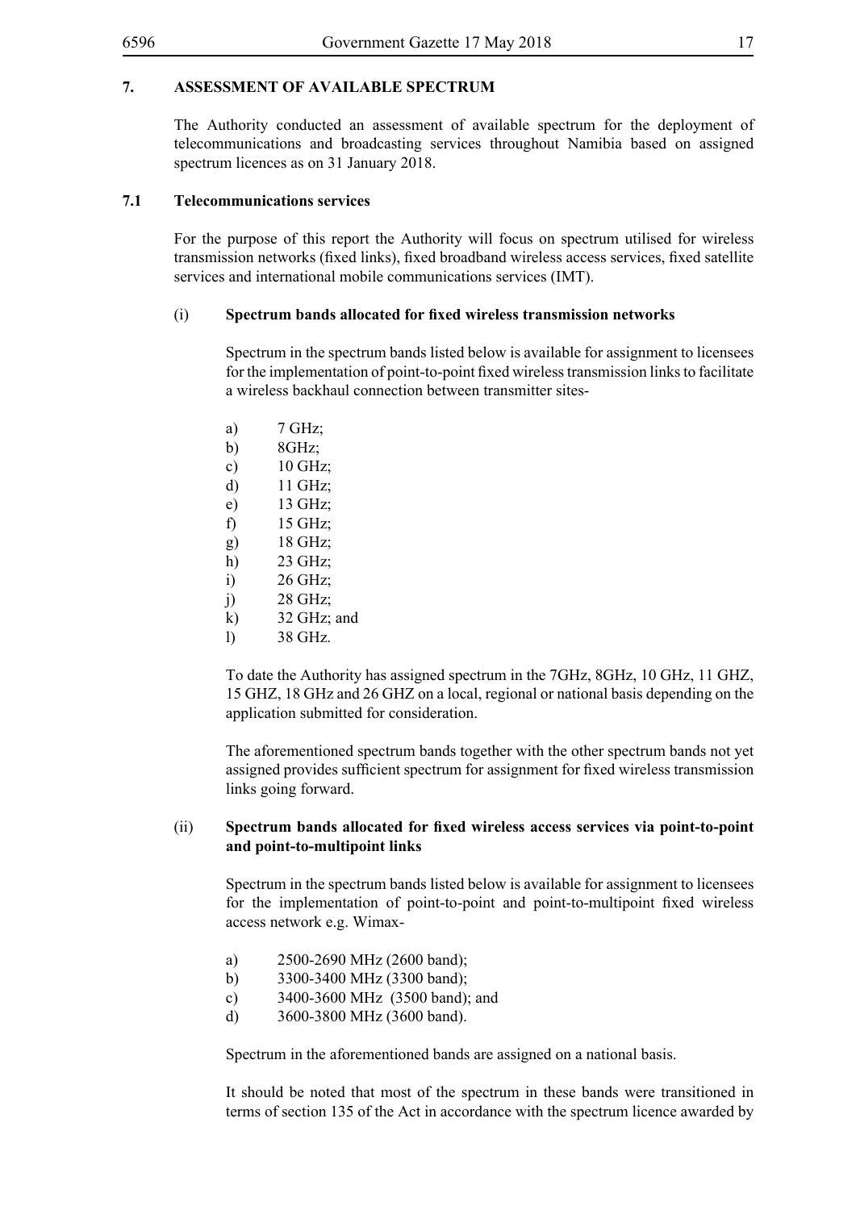## 7. ASSESSMENT OF AVAILABLE SPECTRUM

The Authority conducted an assessment of available spectrum for the deployment of telecommunications and broadcasting services throughout Namibia based on assigned spectrum licences as on 31 January 2018.

### 7.1 Telecommunications services

For the purpose of this report the Authority will focus on spectrum utilised for wireless transmission networks (fixed links), fixed broadband wireless access services, fixed satellite services and international mobile communications services (IMT).

#### (i) Spectrum bands allocated for fixed wireless transmission networks

Spectrum in the spectrum bands listed below is available for assignment to licensees for the implementation of point-to-point fixed wireless transmission links to facilitate a wireless backhaul connection between transmitter sites-

a) 7 GHz;
b) 8GHz;
c) 10 GHz;
d) 11 GHz;
e) 13 GHz;
f) 15 GHz;
g) 18 GHz;
h) 23 GHz;
i) 26 GHz;
j) 28 GHz;
k) 32 GHz; and
l) 38 GHz.

To date the Authority has assigned spectrum in the 7GHz, 8GHz, 10 GHz, 11 GHZ, 15 GHZ, 18 GHz and 26 GHZ on a local, regional or national basis depending on the application submitted for consideration.

The aforementioned spectrum bands together with the other spectrum bands not yet assigned provides sufficient spectrum for assignment for fixed wireless transmission links going forward.

#### (ii) Spectrum bands allocated for fixed wireless access services via point-to-point and point-to-multipoint links

Spectrum in the spectrum bands listed below is available for assignment to licensees for the implementation of point-to-point and point-to-multipoint fixed wireless access network e.g. Wimax-

a) 2500-2690 MHz (2600 band);
b) 3300-3400 MHz (3300 band);
c) 3400-3600 MHz (3500 band); and
d) 3600-3800 MHz (3600 band).

Spectrum in the aforementioned bands are assigned on a national basis.

It should be noted that most of the spectrum in these bands were transitioned in terms of section 135 of the Act in accordance with the spectrum licence awarded by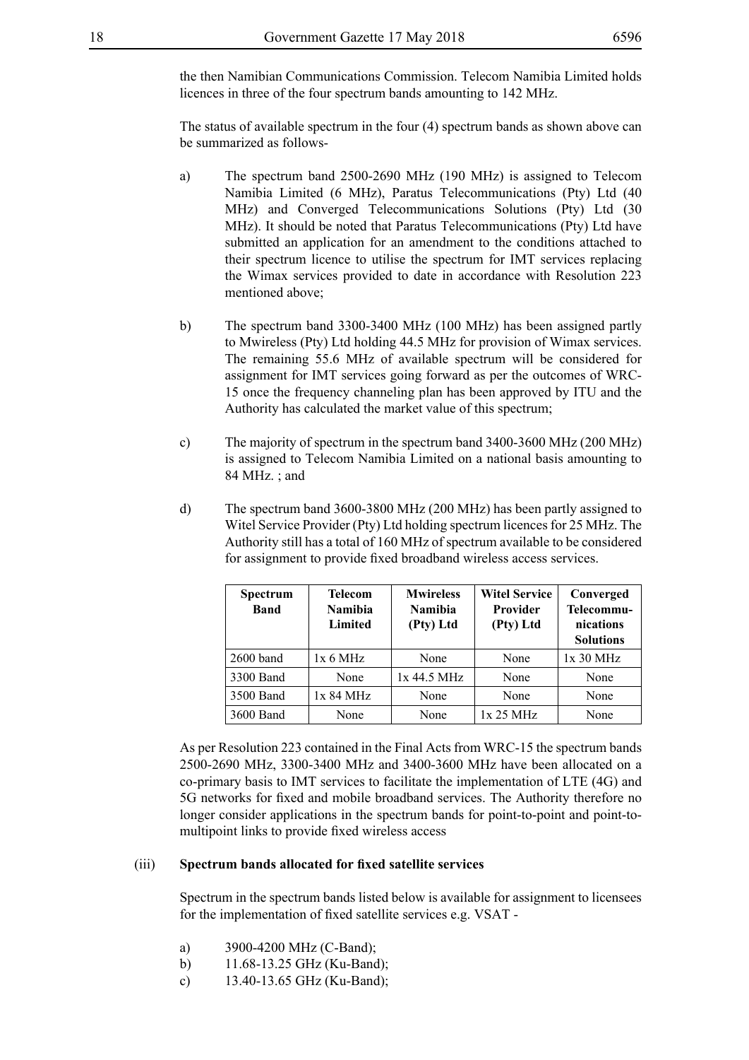the then Namibian Communications Commission. Telecom Namibia Limited holds licences in three of the four spectrum bands amounting to 142 MHz.

The status of available spectrum in the four (4) spectrum bands as shown above can be summarized as follows-

a) The spectrum band 2500-2690 MHz (190 MHz) is assigned to Telecom Namibia Limited (6 MHz), Paratus Telecommunications (Pty) Ltd (40 MHz) and Converged Telecommunications Solutions (Pty) Ltd (30 MHz). It should be noted that Paratus Telecommunications (Pty) Ltd have submitted an application for an amendment to the conditions attached to their spectrum licence to utilise the spectrum for IMT services replacing the Wimax services provided to date in accordance with Resolution 223 mentioned above;

b) The spectrum band 3300-3400 MHz (100 MHz) has been assigned partly to Mwireless (Pty) Ltd holding 44.5 MHz for provision of Wimax services. The remaining 55.6 MHz of available spectrum will be considered for assignment for IMT services going forward as per the outcomes of WRC-15 once the frequency channeling plan has been approved by ITU and the Authority has calculated the market value of this spectrum;

c) The majority of spectrum in the spectrum band 3400-3600 MHz (200 MHz) is assigned to Telecom Namibia Limited on a national basis amounting to 84 MHz. ; and

d) The spectrum band 3600-3800 MHz (200 MHz) has been partly assigned to Witel Service Provider (Pty) Ltd holding spectrum licences for 25 MHz. The Authority still has a total of 160 MHz of spectrum available to be considered for assignment to provide fixed broadband wireless access services.

| Spectrum Band | Telecom Namibia Limited | Mwireless Namibia (Pty) Ltd | Witel Service Provider (Pty) Ltd | Converged Telecommunications Solutions |
|---|---|---|---|---|
| 2600 band | 1x 6 MHz | None | None | 1x 30 MHz |
| 3300 Band | None | 1x 44.5 MHz | None | None |
| 3500 Band | 1x 84 MHz | None | None | None |
| 3600 Band | None | None | 1x 25 MHz | None |

As per Resolution 223 contained in the Final Acts from WRC-15 the spectrum bands 2500-2690 MHz, 3300-3400 MHz and 3400-3600 MHz have been allocated on a co-primary basis to IMT services to facilitate the implementation of LTE (4G) and 5G networks for fixed and mobile broadband services. The Authority therefore no longer consider applications in the spectrum bands for point-to-point and point-to-multipoint links to provide fixed wireless access

(iii) **Spectrum bands allocated for fixed satellite services**

Spectrum in the spectrum bands listed below is available for assignment to licensees for the implementation of fixed satellite services e.g. VSAT -

a) 3900-4200 MHz (C-Band);
b) 11.68-13.25 GHz (Ku-Band);
c) 13.40-13.65 GHz (Ku-Band);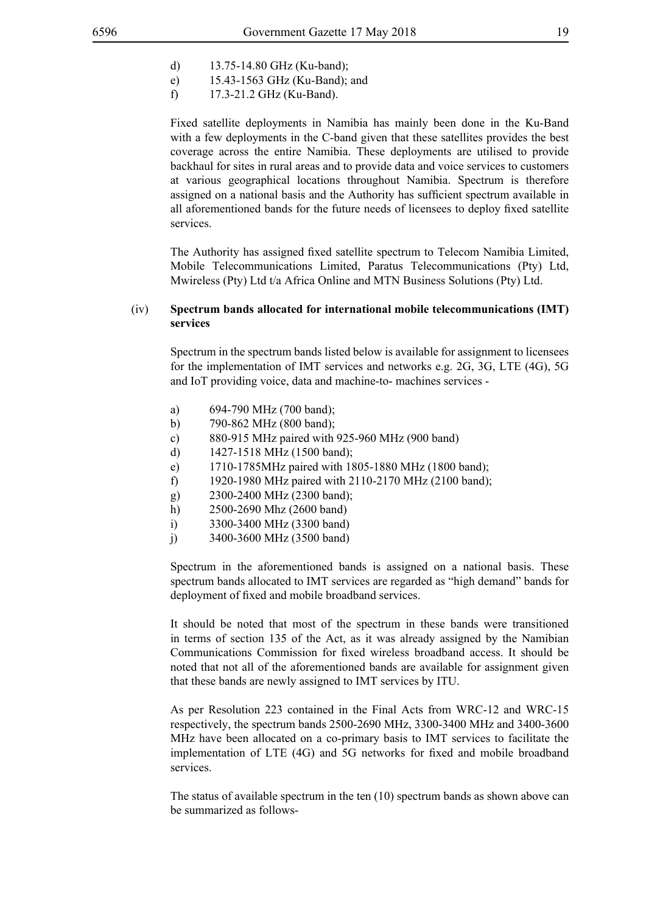d) 13.75-14.80 GHz (Ku-band);
e) 15.43-1563 GHz (Ku-Band); and
f) 17.3-21.2 GHz (Ku-Band).

Fixed satellite deployments in Namibia has mainly been done in the Ku-Band with a few deployments in the C-band given that these satellites provides the best coverage across the entire Namibia. These deployments are utilised to provide backhaul for sites in rural areas and to provide data and voice services to customers at various geographical locations throughout Namibia. Spectrum is therefore assigned on a national basis and the Authority has sufficient spectrum available in all aforementioned bands for the future needs of licensees to deploy fixed satellite services.

The Authority has assigned fixed satellite spectrum to Telecom Namibia Limited, Mobile Telecommunications Limited, Paratus Telecommunications (Pty) Ltd, Mwireless (Pty) Ltd t/a Africa Online and MTN Business Solutions (Pty) Ltd.

(iv) **Spectrum bands allocated for international mobile telecommunications (IMT) services**

Spectrum in the spectrum bands listed below is available for assignment to licensees for the implementation of IMT services and networks e.g. 2G, 3G, LTE (4G), 5G and IoT providing voice, data and machine-to- machines services -

a) 694-790 MHz (700 band);
b) 790-862 MHz (800 band);
c) 880-915 MHz paired with 925-960 MHz (900 band)
d) 1427-1518 MHz (1500 band);
e) 1710-1785MHz paired with 1805-1880 MHz (1800 band);
f) 1920-1980 MHz paired with 2110-2170 MHz (2100 band);
g) 2300-2400 MHz (2300 band);
h) 2500-2690 Mhz (2600 band)
i) 3300-3400 MHz (3300 band)
j) 3400-3600 MHz (3500 band)

Spectrum in the aforementioned bands is assigned on a national basis. These spectrum bands allocated to IMT services are regarded as "high demand" bands for deployment of fixed and mobile broadband services.

It should be noted that most of the spectrum in these bands were transitioned in terms of section 135 of the Act, as it was already assigned by the Namibian Communications Commission for fixed wireless broadband access. It should be noted that not all of the aforementioned bands are available for assignment given that these bands are newly assigned to IMT services by ITU.

As per Resolution 223 contained in the Final Acts from WRC-12 and WRC-15 respectively, the spectrum bands 2500-2690 MHz, 3300-3400 MHz and 3400-3600 MHz have been allocated on a co-primary basis to IMT services to facilitate the implementation of LTE (4G) and 5G networks for fixed and mobile broadband services.

The status of available spectrum in the ten (10) spectrum bands as shown above can be summarized as follows-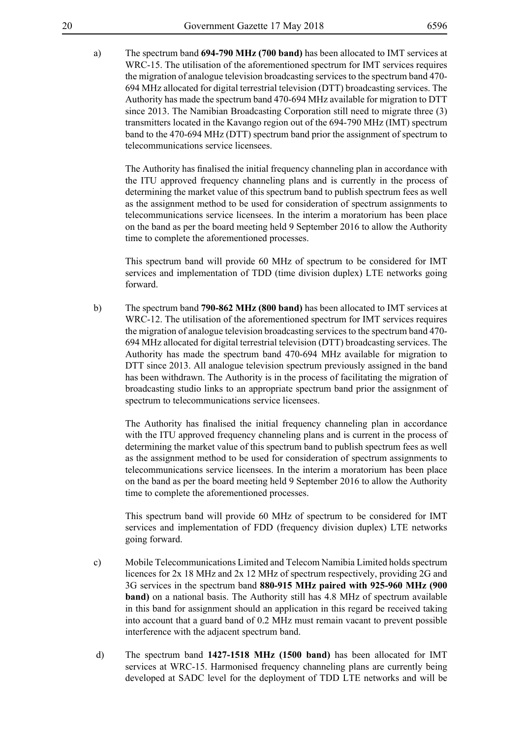a) The spectrum band **694-790 MHz (700 band)** has been allocated to IMT services at WRC-15. The utilisation of the aforementioned spectrum for IMT services requires the migration of analogue television broadcasting services to the spectrum band 470-694 MHz allocated for digital terrestrial television (DTT) broadcasting services. The Authority has made the spectrum band 470-694 MHz available for migration to DTT since 2013. The Namibian Broadcasting Corporation still need to migrate three (3) transmitters located in the Kavango region out of the 694-790 MHz (IMT) spectrum band to the 470-694 MHz (DTT) spectrum band prior the assignment of spectrum to telecommunications service licensees.

   The Authority has finalised the initial frequency channeling plan in accordance with the ITU approved frequency channeling plans and is currently in the process of determining the market value of this spectrum band to publish spectrum fees as well as the assignment method to be used for consideration of spectrum assignments to telecommunications service licensees. In the interim a moratorium has been place on the band as per the board meeting held 9 September 2016 to allow the Authority time to complete the aforementioned processes.

   This spectrum band will provide 60 MHz of spectrum to be considered for IMT services and implementation of TDD (time division duplex) LTE networks going forward.

b) The spectrum band **790-862 MHz (800 band)** has been allocated to IMT services at WRC-12. The utilisation of the aforementioned spectrum for IMT services requires the migration of analogue television broadcasting services to the spectrum band 470-694 MHz allocated for digital terrestrial television (DTT) broadcasting services. The Authority has made the spectrum band 470-694 MHz available for migration to DTT since 2013. All analogue television spectrum previously assigned in the band has been withdrawn. The Authority is in the process of facilitating the migration of broadcasting studio links to an appropriate spectrum band prior the assignment of spectrum to telecommunications service licensees.

   The Authority has finalised the initial frequency channeling plan in accordance with the ITU approved frequency channeling plans and is current in the process of determining the market value of this spectrum band to publish spectrum fees as well as the assignment method to be used for consideration of spectrum assignments to telecommunications service licensees. In the interim a moratorium has been place on the band as per the board meeting held 9 September 2016 to allow the Authority time to complete the aforementioned processes.

   This spectrum band will provide 60 MHz of spectrum to be considered for IMT services and implementation of FDD (frequency division duplex) LTE networks going forward.

c) Mobile Telecommunications Limited and Telecom Namibia Limited holds spectrum licences for 2x 18 MHz and 2x 12 MHz of spectrum respectively, providing 2G and 3G services in the spectrum band **880-915 MHz paired with 925-960 MHz (900 band)** on a national basis. The Authority still has 4.8 MHz of spectrum available in this band for assignment should an application in this regard be received taking into account that a guard band of 0.2 MHz must remain vacant to prevent possible interference with the adjacent spectrum band.

d) The spectrum band **1427-1518 MHz (1500 band)** has been allocated for IMT services at WRC-15. Harmonised frequency channeling plans are currently being developed at SADC level for the deployment of TDD LTE networks and will be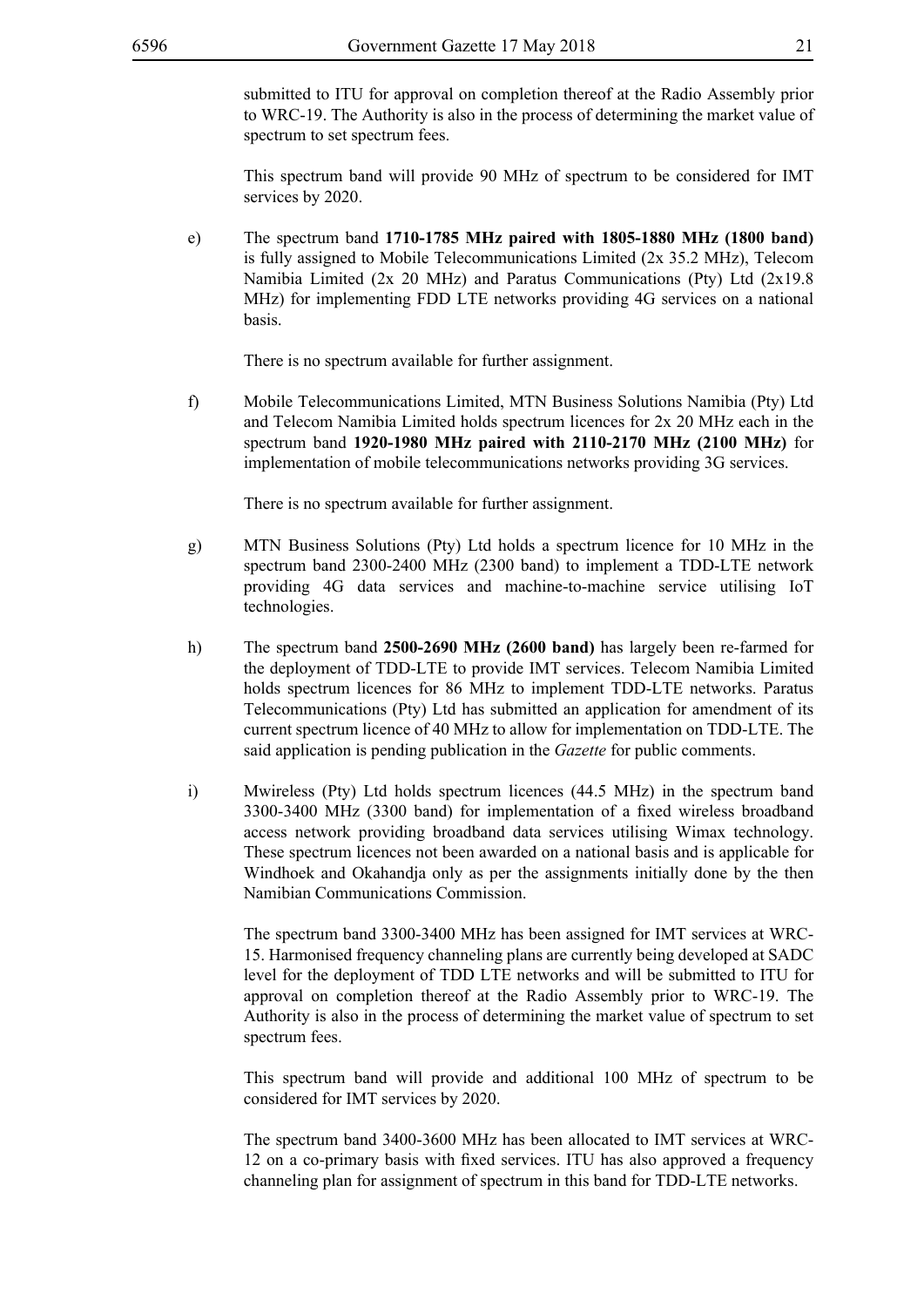submitted to ITU for approval on completion thereof at the Radio Assembly prior to WRC-19. The Authority is also in the process of determining the market value of spectrum to set spectrum fees.

This spectrum band will provide 90 MHz of spectrum to be considered for IMT services by 2020.

e) The spectrum band **1710-1785 MHz paired with 1805-1880 MHz (1800 band)** is fully assigned to Mobile Telecommunications Limited (2x 35.2 MHz), Telecom Namibia Limited (2x 20 MHz) and Paratus Communications (Pty) Ltd (2x19.8 MHz) for implementing FDD LTE networks providing 4G services on a national basis.

   There is no spectrum available for further assignment.

f) Mobile Telecommunications Limited, MTN Business Solutions Namibia (Pty) Ltd and Telecom Namibia Limited holds spectrum licences for 2x 20 MHz each in the spectrum band **1920-1980 MHz paired with 2110-2170 MHz (2100 MHz)** for implementation of mobile telecommunications networks providing 3G services.

   There is no spectrum available for further assignment.

g) MTN Business Solutions (Pty) Ltd holds a spectrum licence for 10 MHz in the spectrum band 2300-2400 MHz (2300 band) to implement a TDD-LTE network providing 4G data services and machine-to-machine service utilising IoT technologies.

h) The spectrum band **2500-2690 MHz (2600 band)** has largely been re-farmed for the deployment of TDD-LTE to provide IMT services. Telecom Namibia Limited holds spectrum licences for 86 MHz to implement TDD-LTE networks. Paratus Telecommunications (Pty) Ltd has submitted an application for amendment of its current spectrum licence of 40 MHz to allow for implementation on TDD-LTE. The said application is pending publication in the *Gazette* for public comments.

i) Mwireless (Pty) Ltd holds spectrum licences (44.5 MHz) in the spectrum band 3300-3400 MHz (3300 band) for implementation of a fixed wireless broadband access network providing broadband data services utilising Wimax technology. These spectrum licences not been awarded on a national basis and is applicable for Windhoek and Okahandja only as per the assignments initially done by the then Namibian Communications Commission.

   The spectrum band 3300-3400 MHz has been assigned for IMT services at WRC-15. Harmonised frequency channeling plans are currently being developed at SADC level for the deployment of TDD LTE networks and will be submitted to ITU for approval on completion thereof at the Radio Assembly prior to WRC-19. The Authority is also in the process of determining the market value of spectrum to set spectrum fees.

   This spectrum band will provide and additional 100 MHz of spectrum to be considered for IMT services by 2020.

   The spectrum band 3400-3600 MHz has been allocated to IMT services at WRC-12 on a co-primary basis with fixed services. ITU has also approved a frequency channeling plan for assignment of spectrum in this band for TDD-LTE networks.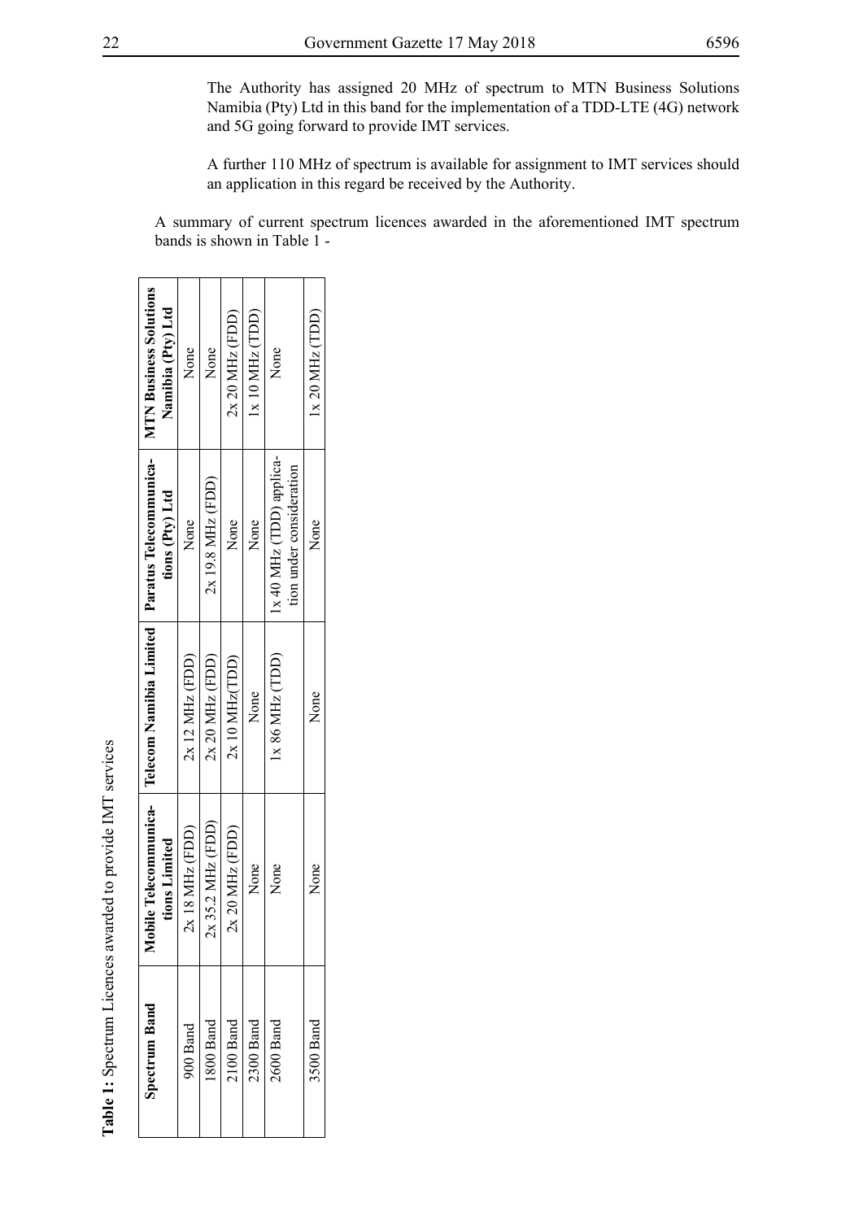The Authority has assigned 20 MHz of spectrum to MTN Business Solutions Namibia (Pty) Ltd in this band for the implementation of a TDD-LTE (4G) network and 5G going forward to provide IMT services.

A further 110 MHz of spectrum is available for assignment to IMT services should an application in this regard be received by the Authority.

A summary of current spectrum licences awarded in the aforementioned IMT spectrum bands is shown in Table 1 -

**Table 1:** Spectrum Licences awarded to provide IMT services

| **Spectrum Band** | **Mobile Telecommunications Limited** | **Telecom Namibia Limited** | **Paratus Telecommunications (Pty) Ltd** | **MTN Business Solutions Namibia (Pty) Ltd** |
|---|---|---|---|---|
| 900 Band | 2x 18 MHz (FDD) | 2x 12 MHz (FDD) | None | None |
| 1800 Band | 2x 35.2 MHz (FDD) | 2x 20 MHz (FDD) | 2x 19.8 MHz (FDD) | None |
| 2100 Band | 2x 20 MHz (FDD) | 2x 10 MHz(TDD) | None | 2x 20 MHz (FDD) |
| 2300 Band | None | None | None | 1x 10 MHz (TDD) |
| 2600 Band | None | 1x 86 MHz (TDD) | 1x 40 MHz (TDD) application under consideration | None |
| 3500 Band | None | None | None | 1x 20 MHz (TDD) |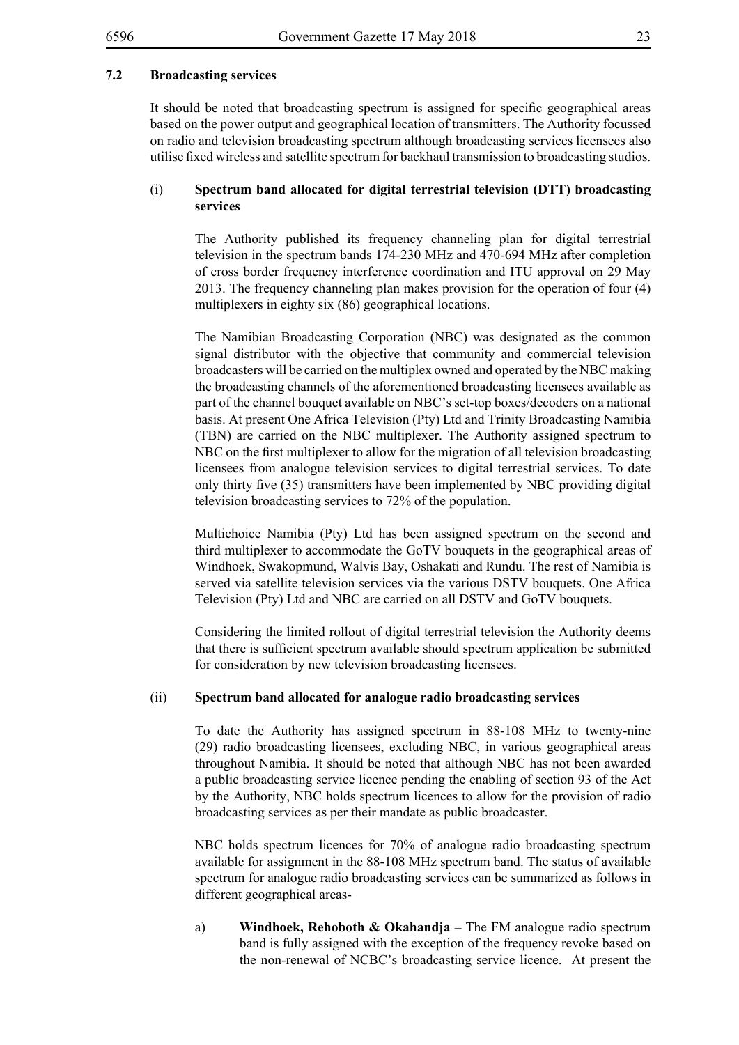### 7.2 Broadcasting services

It should be noted that broadcasting spectrum is assigned for specific geographical areas based on the power output and geographical location of transmitters. The Authority focussed on radio and television broadcasting spectrum although broadcasting services licensees also utilise fixed wireless and satellite spectrum for backhaul transmission to broadcasting studios.

(i) **Spectrum band allocated for digital terrestrial television (DTT) broadcasting services**

The Authority published its frequency channeling plan for digital terrestrial television in the spectrum bands 174-230 MHz and 470-694 MHz after completion of cross border frequency interference coordination and ITU approval on 29 May 2013. The frequency channeling plan makes provision for the operation of four (4) multiplexers in eighty six (86) geographical locations.

The Namibian Broadcasting Corporation (NBC) was designated as the common signal distributor with the objective that community and commercial television broadcasters will be carried on the multiplex owned and operated by the NBC making the broadcasting channels of the aforementioned broadcasting licensees available as part of the channel bouquet available on NBC's set-top boxes/decoders on a national basis. At present One Africa Television (Pty) Ltd and Trinity Broadcasting Namibia (TBN) are carried on the NBC multiplexer. The Authority assigned spectrum to NBC on the first multiplexer to allow for the migration of all television broadcasting licensees from analogue television services to digital terrestrial services. To date only thirty five (35) transmitters have been implemented by NBC providing digital television broadcasting services to 72% of the population.

Multichoice Namibia (Pty) Ltd has been assigned spectrum on the second and third multiplexer to accommodate the GoTV bouquets in the geographical areas of Windhoek, Swakopmund, Walvis Bay, Oshakati and Rundu. The rest of Namibia is served via satellite television services via the various DSTV bouquets. One Africa Television (Pty) Ltd and NBC are carried on all DSTV and GoTV bouquets.

Considering the limited rollout of digital terrestrial television the Authority deems that there is sufficient spectrum available should spectrum application be submitted for consideration by new television broadcasting licensees.

(ii) **Spectrum band allocated for analogue radio broadcasting services**

To date the Authority has assigned spectrum in 88-108 MHz to twenty-nine (29) radio broadcasting licensees, excluding NBC, in various geographical areas throughout Namibia. It should be noted that although NBC has not been awarded a public broadcasting service licence pending the enabling of section 93 of the Act by the Authority, NBC holds spectrum licences to allow for the provision of radio broadcasting services as per their mandate as public broadcaster.

NBC holds spectrum licences for 70% of analogue radio broadcasting spectrum available for assignment in the 88-108 MHz spectrum band. The status of available spectrum for analogue radio broadcasting services can be summarized as follows in different geographical areas-

a) **Windhoek, Rehoboth & Okahandja** – The FM analogue radio spectrum band is fully assigned with the exception of the frequency revoke based on the non-renewal of NCBC's broadcasting service licence. At present the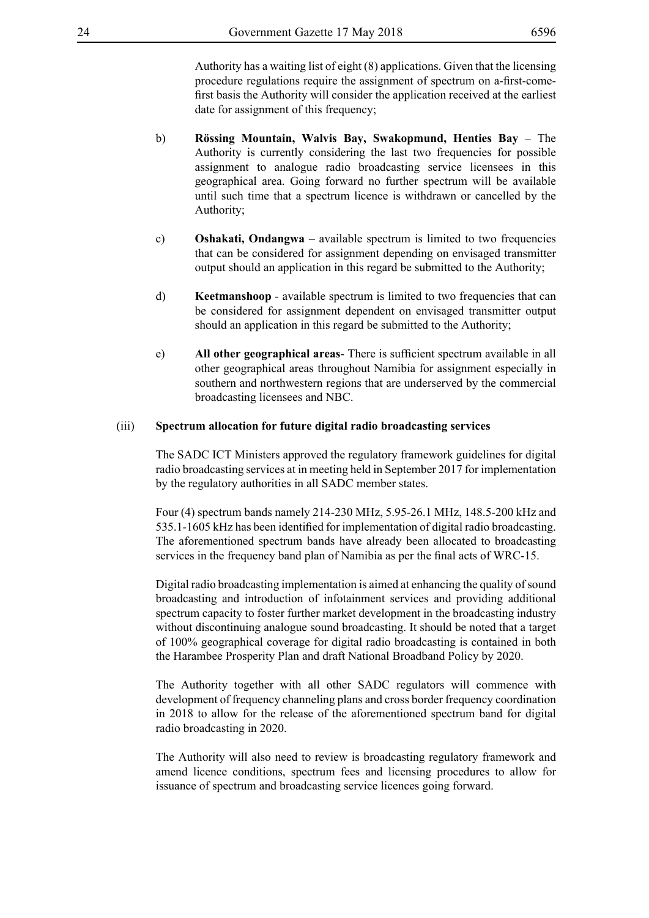Authority has a waiting list of eight (8) applications. Given that the licensing procedure regulations require the assignment of spectrum on a-first-come-first basis the Authority will consider the application received at the earliest date for assignment of this frequency;

b) **Rössing Mountain, Walvis Bay, Swakopmund, Henties Bay** – The Authority is currently considering the last two frequencies for possible assignment to analogue radio broadcasting service licensees in this geographical area. Going forward no further spectrum will be available until such time that a spectrum licence is withdrawn or cancelled by the Authority;

c) **Oshakati, Ondangwa** – available spectrum is limited to two frequencies that can be considered for assignment depending on envisaged transmitter output should an application in this regard be submitted to the Authority;

d) **Keetmanshoop** - available spectrum is limited to two frequencies that can be considered for assignment dependent on envisaged transmitter output should an application in this regard be submitted to the Authority;

e) **All other geographical areas**- There is sufficient spectrum available in all other geographical areas throughout Namibia for assignment especially in southern and northwestern regions that are underserved by the commercial broadcasting licensees and NBC.

(iii) **Spectrum allocation for future digital radio broadcasting services**

The SADC ICT Ministers approved the regulatory framework guidelines for digital radio broadcasting services at in meeting held in September 2017 for implementation by the regulatory authorities in all SADC member states.

Four (4) spectrum bands namely 214-230 MHz, 5.95-26.1 MHz, 148.5-200 kHz and 535.1-1605 kHz has been identified for implementation of digital radio broadcasting. The aforementioned spectrum bands have already been allocated to broadcasting services in the frequency band plan of Namibia as per the final acts of WRC-15.

Digital radio broadcasting implementation is aimed at enhancing the quality of sound broadcasting and introduction of infotainment services and providing additional spectrum capacity to foster further market development in the broadcasting industry without discontinuing analogue sound broadcasting. It should be noted that a target of 100% geographical coverage for digital radio broadcasting is contained in both the Harambee Prosperity Plan and draft National Broadband Policy by 2020.

The Authority together with all other SADC regulators will commence with development of frequency channeling plans and cross border frequency coordination in 2018 to allow for the release of the aforementioned spectrum band for digital radio broadcasting in 2020.

The Authority will also need to review is broadcasting regulatory framework and amend licence conditions, spectrum fees and licensing procedures to allow for issuance of spectrum and broadcasting service licences going forward.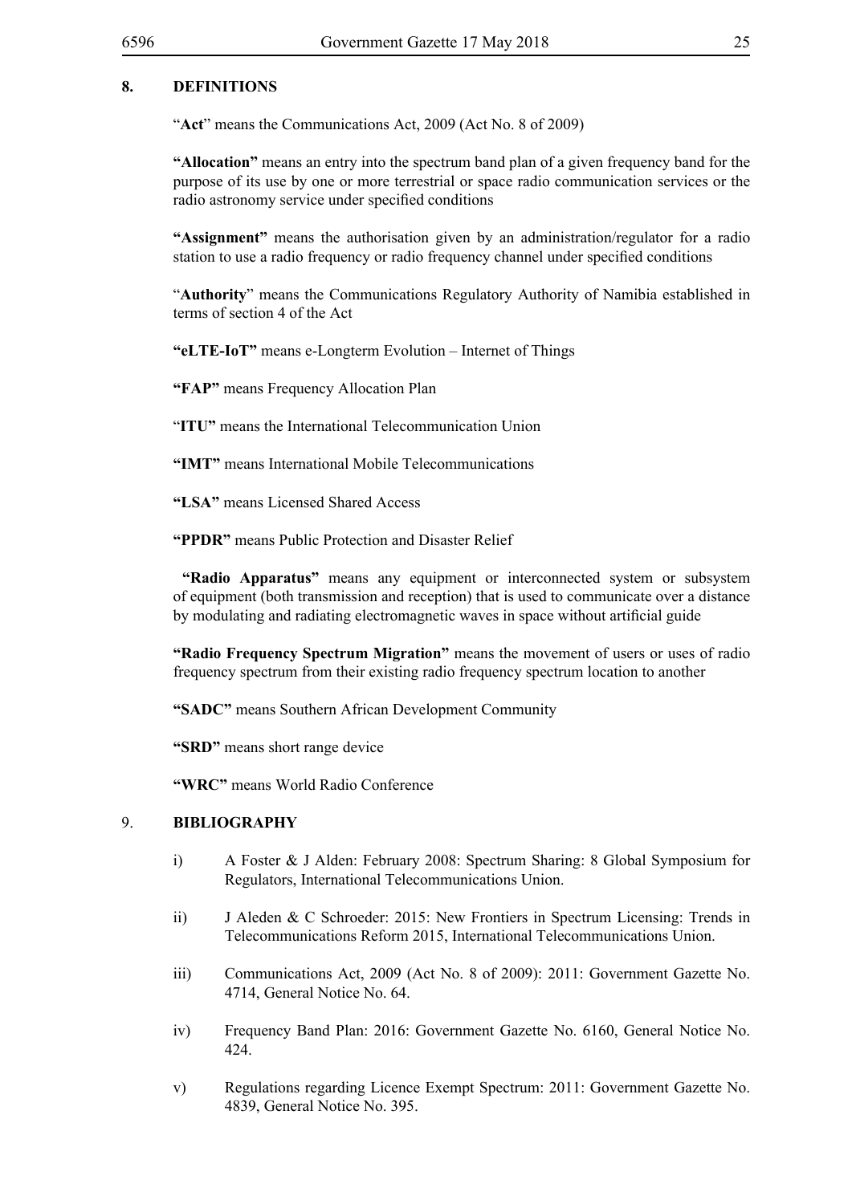## 8. DEFINITIONS

"**Act**" means the Communications Act, 2009 (Act No. 8 of 2009)

**"Allocation"** means an entry into the spectrum band plan of a given frequency band for the purpose of its use by one or more terrestrial or space radio communication services or the radio astronomy service under specified conditions

**"Assignment"** means the authorisation given by an administration/regulator for a radio station to use a radio frequency or radio frequency channel under specified conditions

"**Authority**" means the Communications Regulatory Authority of Namibia established in terms of section 4 of the Act

**"eLTE-IoT"** means e-Longterm Evolution – Internet of Things

**"FAP"** means Frequency Allocation Plan

"**ITU"** means the International Telecommunication Union

**"IMT"** means International Mobile Telecommunications

**"LSA"** means Licensed Shared Access

**"PPDR"** means Public Protection and Disaster Relief

**"Radio Apparatus"** means any equipment or interconnected system or subsystem of equipment (both transmission and reception) that is used to communicate over a distance by modulating and radiating electromagnetic waves in space without artificial guide

**"Radio Frequency Spectrum Migration"** means the movement of users or uses of radio frequency spectrum from their existing radio frequency spectrum location to another

**"SADC"** means Southern African Development Community

**"SRD"** means short range device

**"WRC"** means World Radio Conference

## 9. BIBLIOGRAPHY

i) A Foster & J Alden: February 2008: Spectrum Sharing: 8 Global Symposium for Regulators, International Telecommunications Union.

ii) J Aleden & C Schroeder: 2015: New Frontiers in Spectrum Licensing: Trends in Telecommunications Reform 2015, International Telecommunications Union.

iii) Communications Act, 2009 (Act No. 8 of 2009): 2011: Government Gazette No. 4714, General Notice No. 64.

iv) Frequency Band Plan: 2016: Government Gazette No. 6160, General Notice No. 424.

v) Regulations regarding Licence Exempt Spectrum: 2011: Government Gazette No. 4839, General Notice No. 395.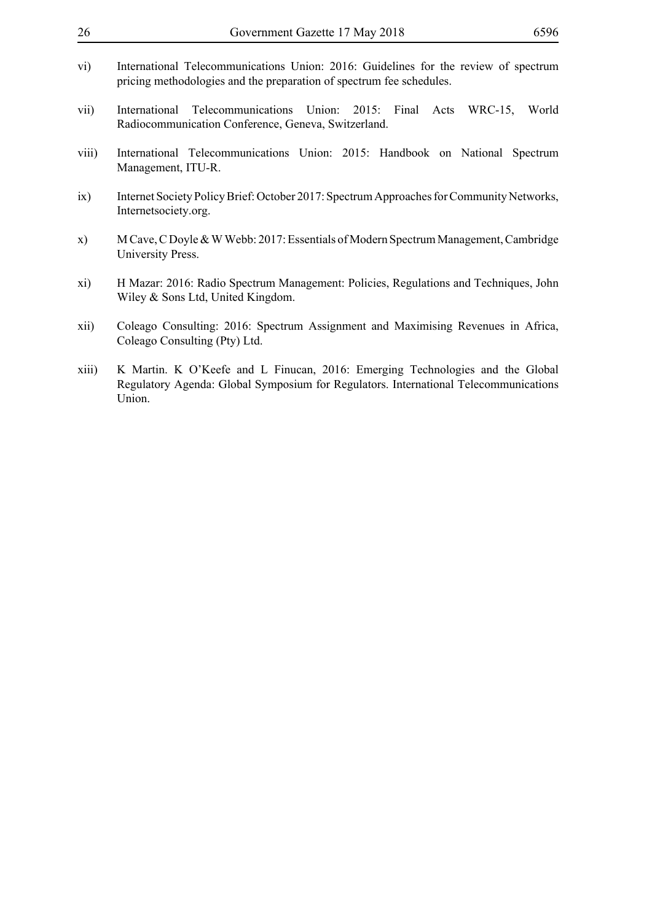vi) International Telecommunications Union: 2016: Guidelines for the review of spectrum pricing methodologies and the preparation of spectrum fee schedules.

vii) International Telecommunications Union: 2015: Final Acts WRC-15, World Radiocommunication Conference, Geneva, Switzerland.

viii) International Telecommunications Union: 2015: Handbook on National Spectrum Management, ITU-R.

ix) Internet Society Policy Brief: October 2017: Spectrum Approaches for Community Networks, Internetsociety.org.

x) M Cave, C Doyle & W Webb: 2017: Essentials of Modern Spectrum Management, Cambridge University Press.

xi) H Mazar: 2016: Radio Spectrum Management: Policies, Regulations and Techniques, John Wiley & Sons Ltd, United Kingdom.

xii) Coleago Consulting: 2016: Spectrum Assignment and Maximising Revenues in Africa, Coleago Consulting (Pty) Ltd.

xiii) K Martin. K O'Keefe and L Finucan, 2016: Emerging Technologies and the Global Regulatory Agenda: Global Symposium for Regulators. International Telecommunications Union.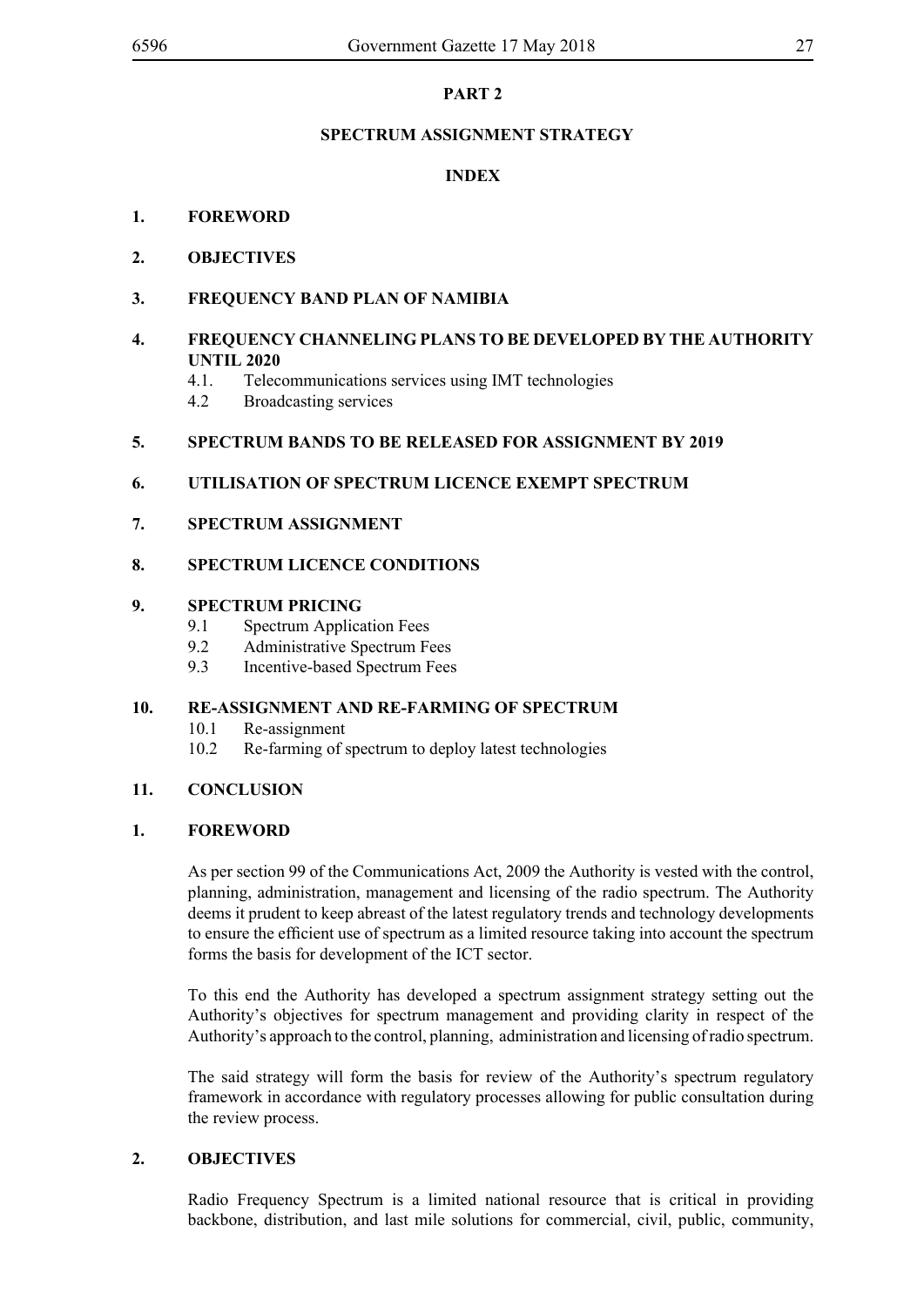# PART 2

## SPECTRUM ASSIGNMENT STRATEGY

### INDEX

**1. FOREWORD**

**2. OBJECTIVES**

**3. FREQUENCY BAND PLAN OF NAMIBIA**

**4. FREQUENCY CHANNELING PLANS TO BE DEVELOPED BY THE AUTHORITY UNTIL 2020**

- 4.1. Telecommunications services using IMT technologies
- 4.2 Broadcasting services

**5. SPECTRUM BANDS TO BE RELEASED FOR ASSIGNMENT BY 2019**

**6. UTILISATION OF SPECTRUM LICENCE EXEMPT SPECTRUM**

**7. SPECTRUM ASSIGNMENT**

**8. SPECTRUM LICENCE CONDITIONS**

**9. SPECTRUM PRICING**

- 9.1 Spectrum Application Fees
- 9.2 Administrative Spectrum Fees
- 9.3 Incentive-based Spectrum Fees

**10. RE-ASSIGNMENT AND RE-FARMING OF SPECTRUM**

- 10.1 Re-assignment
- 10.2 Re-farming of spectrum to deploy latest technologies

**11. CONCLUSION**

## 1. FOREWORD

As per section 99 of the Communications Act, 2009 the Authority is vested with the control, planning, administration, management and licensing of the radio spectrum. The Authority deems it prudent to keep abreast of the latest regulatory trends and technology developments to ensure the efficient use of spectrum as a limited resource taking into account the spectrum forms the basis for development of the ICT sector.

To this end the Authority has developed a spectrum assignment strategy setting out the Authority's objectives for spectrum management and providing clarity in respect of the Authority's approach to the control, planning, administration and licensing of radio spectrum.

The said strategy will form the basis for review of the Authority's spectrum regulatory framework in accordance with regulatory processes allowing for public consultation during the review process.

## 2. OBJECTIVES

Radio Frequency Spectrum is a limited national resource that is critical in providing backbone, distribution, and last mile solutions for commercial, civil, public, community,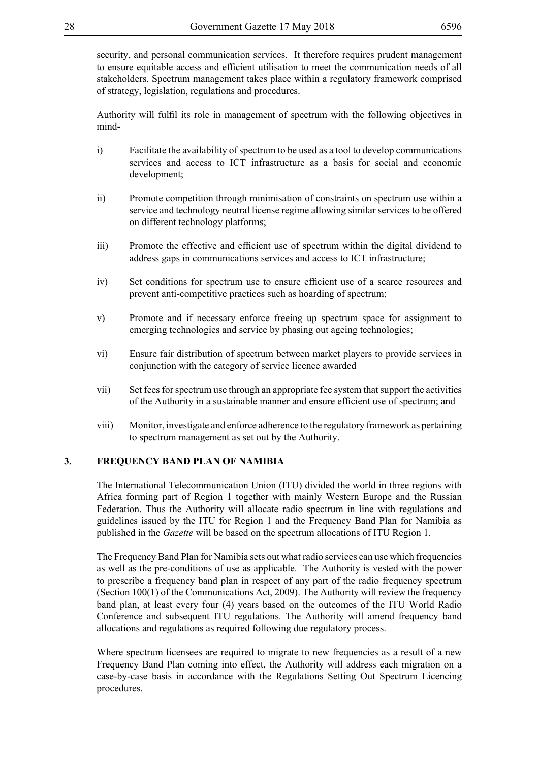security, and personal communication services. It therefore requires prudent management to ensure equitable access and efficient utilisation to meet the communication needs of all stakeholders. Spectrum management takes place within a regulatory framework comprised of strategy, legislation, regulations and procedures.

Authority will fulfil its role in management of spectrum with the following objectives in mind-

i) Facilitate the availability of spectrum to be used as a tool to develop communications services and access to ICT infrastructure as a basis for social and economic development;

ii) Promote competition through minimisation of constraints on spectrum use within a service and technology neutral license regime allowing similar services to be offered on different technology platforms;

iii) Promote the effective and efficient use of spectrum within the digital dividend to address gaps in communications services and access to ICT infrastructure;

iv) Set conditions for spectrum use to ensure efficient use of a scarce resources and prevent anti-competitive practices such as hoarding of spectrum;

v) Promote and if necessary enforce freeing up spectrum space for assignment to emerging technologies and service by phasing out ageing technologies;

vi) Ensure fair distribution of spectrum between market players to provide services in conjunction with the category of service licence awarded

vii) Set fees for spectrum use through an appropriate fee system that support the activities of the Authority in a sustainable manner and ensure efficient use of spectrum; and

viii) Monitor, investigate and enforce adherence to the regulatory framework as pertaining to spectrum management as set out by the Authority.

## 3. FREQUENCY BAND PLAN OF NAMIBIA

The International Telecommunication Union (ITU) divided the world in three regions with Africa forming part of Region 1 together with mainly Western Europe and the Russian Federation. Thus the Authority will allocate radio spectrum in line with regulations and guidelines issued by the ITU for Region 1 and the Frequency Band Plan for Namibia as published in the *Gazette* will be based on the spectrum allocations of ITU Region 1.

The Frequency Band Plan for Namibia sets out what radio services can use which frequencies as well as the pre-conditions of use as applicable. The Authority is vested with the power to prescribe a frequency band plan in respect of any part of the radio frequency spectrum (Section 100(1) of the Communications Act, 2009). The Authority will review the frequency band plan, at least every four (4) years based on the outcomes of the ITU World Radio Conference and subsequent ITU regulations. The Authority will amend frequency band allocations and regulations as required following due regulatory process.

Where spectrum licensees are required to migrate to new frequencies as a result of a new Frequency Band Plan coming into effect, the Authority will address each migration on a case-by-case basis in accordance with the Regulations Setting Out Spectrum Licencing procedures.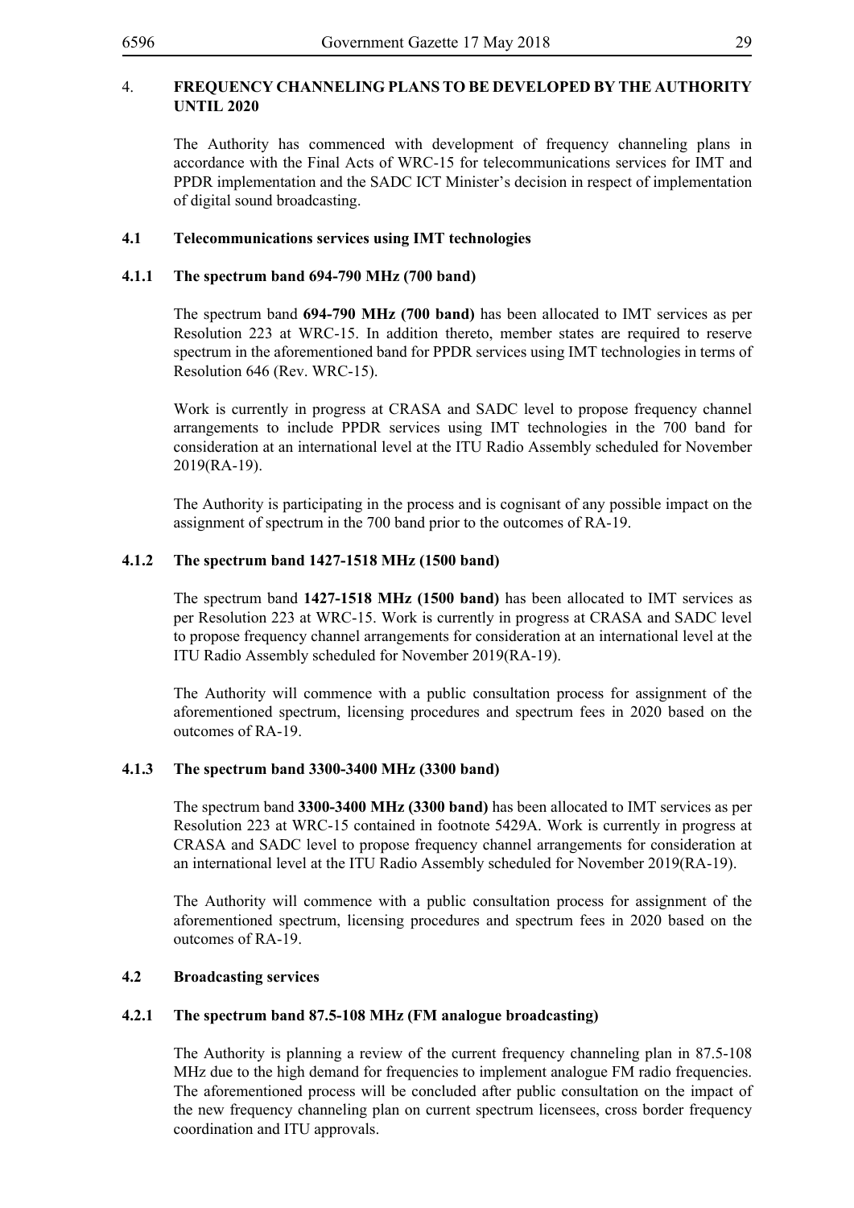## 4. FREQUENCY CHANNELING PLANS TO BE DEVELOPED BY THE AUTHORITY UNTIL 2020

The Authority has commenced with development of frequency channeling plans in accordance with the Final Acts of WRC-15 for telecommunications services for IMT and PPDR implementation and the SADC ICT Minister's decision in respect of implementation of digital sound broadcasting.

### 4.1 Telecommunications services using IMT technologies

#### 4.1.1 The spectrum band 694-790 MHz (700 band)

The spectrum band **694-790 MHz (700 band)** has been allocated to IMT services as per Resolution 223 at WRC-15. In addition thereto, member states are required to reserve spectrum in the aforementioned band for PPDR services using IMT technologies in terms of Resolution 646 (Rev. WRC-15).

Work is currently in progress at CRASA and SADC level to propose frequency channel arrangements to include PPDR services using IMT technologies in the 700 band for consideration at an international level at the ITU Radio Assembly scheduled for November 2019(RA-19).

The Authority is participating in the process and is cognisant of any possible impact on the assignment of spectrum in the 700 band prior to the outcomes of RA-19.

#### 4.1.2 The spectrum band 1427-1518 MHz (1500 band)

The spectrum band **1427-1518 MHz (1500 band)** has been allocated to IMT services as per Resolution 223 at WRC-15. Work is currently in progress at CRASA and SADC level to propose frequency channel arrangements for consideration at an international level at the ITU Radio Assembly scheduled for November 2019(RA-19).

The Authority will commence with a public consultation process for assignment of the aforementioned spectrum, licensing procedures and spectrum fees in 2020 based on the outcomes of RA-19.

#### 4.1.3 The spectrum band 3300-3400 MHz (3300 band)

The spectrum band **3300-3400 MHz (3300 band)** has been allocated to IMT services as per Resolution 223 at WRC-15 contained in footnote 5429A. Work is currently in progress at CRASA and SADC level to propose frequency channel arrangements for consideration at an international level at the ITU Radio Assembly scheduled for November 2019(RA-19).

The Authority will commence with a public consultation process for assignment of the aforementioned spectrum, licensing procedures and spectrum fees in 2020 based on the outcomes of RA-19.

### 4.2 Broadcasting services

#### 4.2.1 The spectrum band 87.5-108 MHz (FM analogue broadcasting)

The Authority is planning a review of the current frequency channeling plan in 87.5-108 MHz due to the high demand for frequencies to implement analogue FM radio frequencies. The aforementioned process will be concluded after public consultation on the impact of the new frequency channeling plan on current spectrum licensees, cross border frequency coordination and ITU approvals.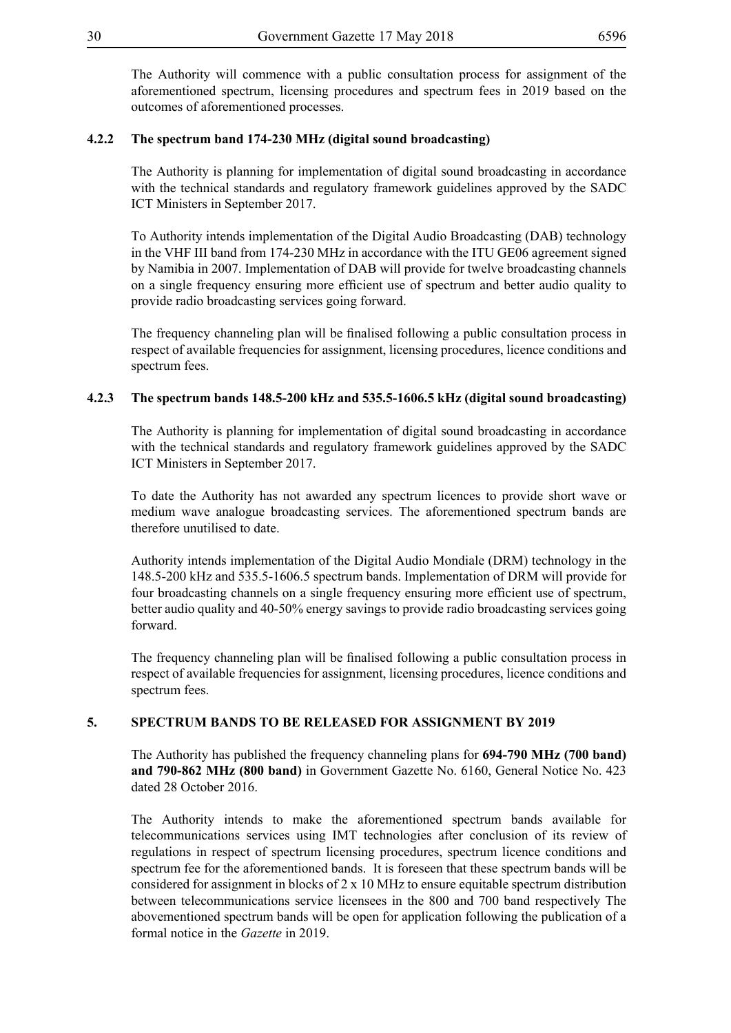The Authority will commence with a public consultation process for assignment of the aforementioned spectrum, licensing procedures and spectrum fees in 2019 based on the outcomes of aforementioned processes.

#### 4.2.2 The spectrum band 174-230 MHz (digital sound broadcasting)

The Authority is planning for implementation of digital sound broadcasting in accordance with the technical standards and regulatory framework guidelines approved by the SADC ICT Ministers in September 2017.

To Authority intends implementation of the Digital Audio Broadcasting (DAB) technology in the VHF III band from 174-230 MHz in accordance with the ITU GE06 agreement signed by Namibia in 2007. Implementation of DAB will provide for twelve broadcasting channels on a single frequency ensuring more efficient use of spectrum and better audio quality to provide radio broadcasting services going forward.

The frequency channeling plan will be finalised following a public consultation process in respect of available frequencies for assignment, licensing procedures, licence conditions and spectrum fees.

#### 4.2.3 The spectrum bands 148.5-200 kHz and 535.5-1606.5 kHz (digital sound broadcasting)

The Authority is planning for implementation of digital sound broadcasting in accordance with the technical standards and regulatory framework guidelines approved by the SADC ICT Ministers in September 2017.

To date the Authority has not awarded any spectrum licences to provide short wave or medium wave analogue broadcasting services. The aforementioned spectrum bands are therefore unutilised to date.

Authority intends implementation of the Digital Audio Mondiale (DRM) technology in the 148.5-200 kHz and 535.5-1606.5 spectrum bands. Implementation of DRM will provide for four broadcasting channels on a single frequency ensuring more efficient use of spectrum, better audio quality and 40-50% energy savings to provide radio broadcasting services going forward.

The frequency channeling plan will be finalised following a public consultation process in respect of available frequencies for assignment, licensing procedures, licence conditions and spectrum fees.

## 5. SPECTRUM BANDS TO BE RELEASED FOR ASSIGNMENT BY 2019

The Authority has published the frequency channeling plans for **694-790 MHz (700 band) and 790-862 MHz (800 band)** in Government Gazette No. 6160, General Notice No. 423 dated 28 October 2016.

The Authority intends to make the aforementioned spectrum bands available for telecommunications services using IMT technologies after conclusion of its review of regulations in respect of spectrum licensing procedures, spectrum licence conditions and spectrum fee for the aforementioned bands. It is foreseen that these spectrum bands will be considered for assignment in blocks of 2 x 10 MHz to ensure equitable spectrum distribution between telecommunications service licensees in the 800 and 700 band respectively The abovementioned spectrum bands will be open for application following the publication of a formal notice in the *Gazette* in 2019.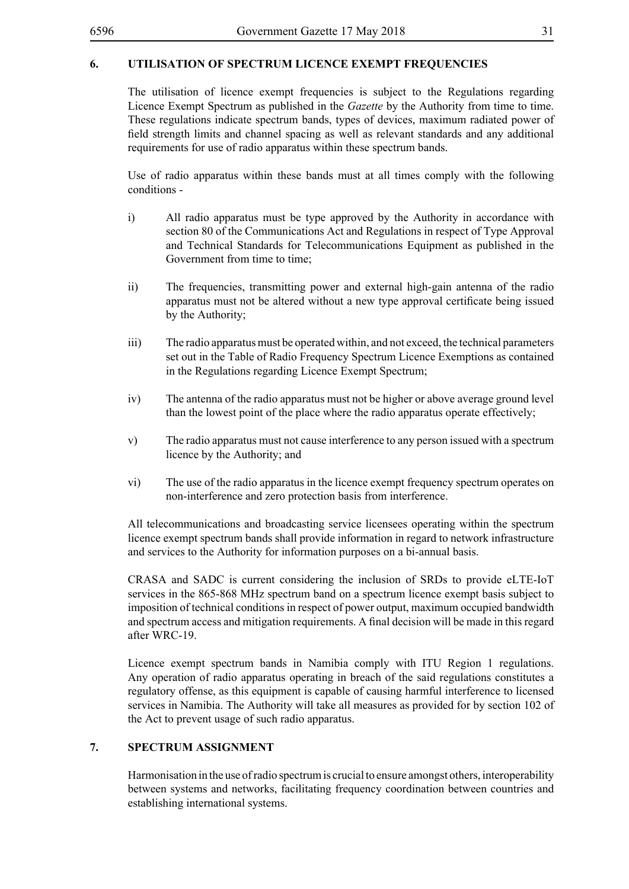## 6. UTILISATION OF SPECTRUM LICENCE EXEMPT FREQUENCIES

The utilisation of licence exempt frequencies is subject to the Regulations regarding Licence Exempt Spectrum as published in the *Gazette* by the Authority from time to time. These regulations indicate spectrum bands, types of devices, maximum radiated power of field strength limits and channel spacing as well as relevant standards and any additional requirements for use of radio apparatus within these spectrum bands.

Use of radio apparatus within these bands must at all times comply with the following conditions -

i) All radio apparatus must be type approved by the Authority in accordance with section 80 of the Communications Act and Regulations in respect of Type Approval and Technical Standards for Telecommunications Equipment as published in the Government from time to time;

ii) The frequencies, transmitting power and external high-gain antenna of the radio apparatus must not be altered without a new type approval certificate being issued by the Authority;

iii) The radio apparatus must be operated within, and not exceed, the technical parameters set out in the Table of Radio Frequency Spectrum Licence Exemptions as contained in the Regulations regarding Licence Exempt Spectrum;

iv) The antenna of the radio apparatus must not be higher or above average ground level than the lowest point of the place where the radio apparatus operate effectively;

v) The radio apparatus must not cause interference to any person issued with a spectrum licence by the Authority; and

vi) The use of the radio apparatus in the licence exempt frequency spectrum operates on non-interference and zero protection basis from interference.

All telecommunications and broadcasting service licensees operating within the spectrum licence exempt spectrum bands shall provide information in regard to network infrastructure and services to the Authority for information purposes on a bi-annual basis.

CRASA and SADC is current considering the inclusion of SRDs to provide eLTE-IoT services in the 865-868 MHz spectrum band on a spectrum licence exempt basis subject to imposition of technical conditions in respect of power output, maximum occupied bandwidth and spectrum access and mitigation requirements. A final decision will be made in this regard after WRC-19.

Licence exempt spectrum bands in Namibia comply with ITU Region 1 regulations. Any operation of radio apparatus operating in breach of the said regulations constitutes a regulatory offense, as this equipment is capable of causing harmful interference to licensed services in Namibia. The Authority will take all measures as provided for by section 102 of the Act to prevent usage of such radio apparatus.

## 7. SPECTRUM ASSIGNMENT

Harmonisation in the use of radio spectrum is crucial to ensure amongst others, interoperability between systems and networks, facilitating frequency coordination between countries and establishing international systems.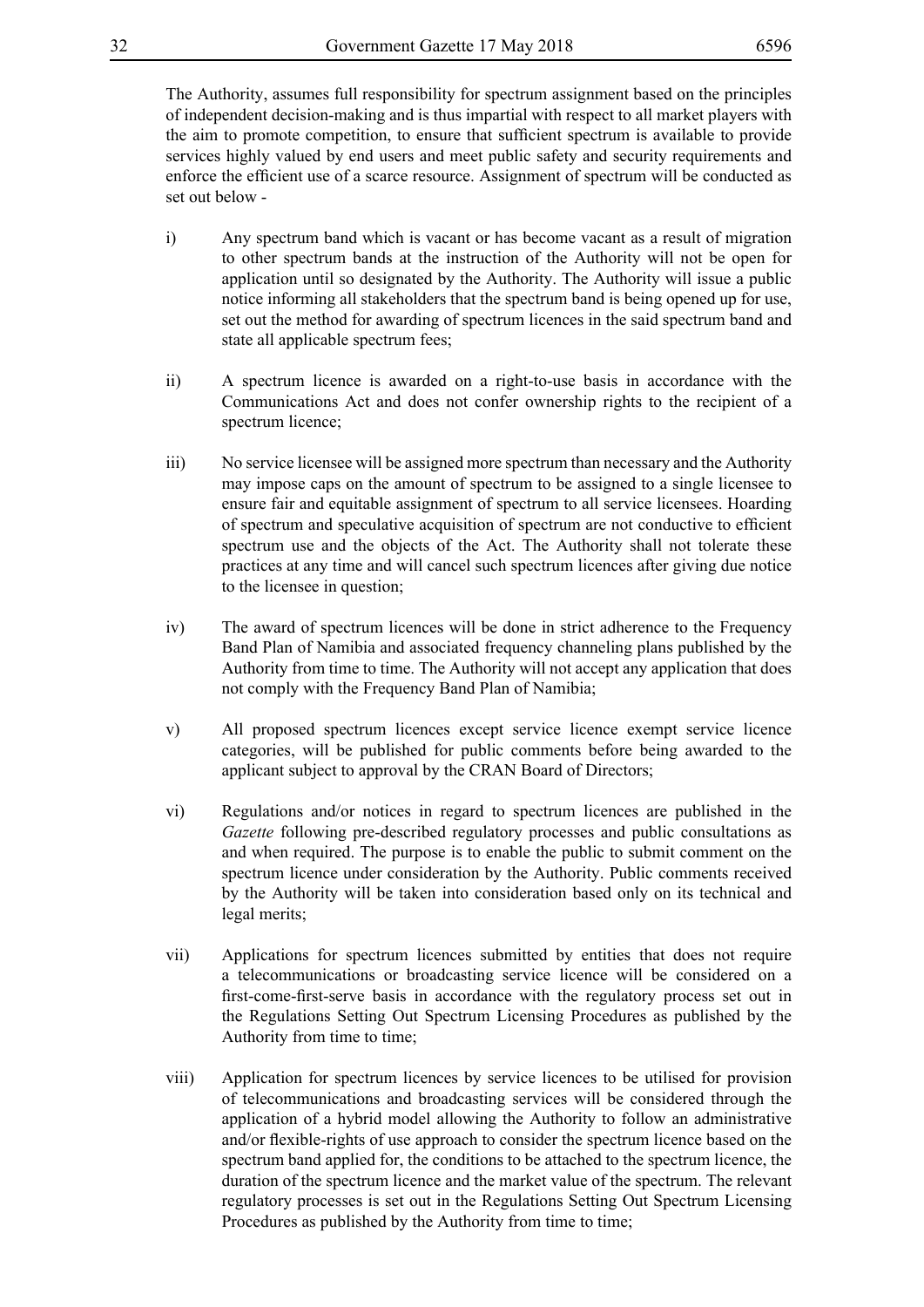The Authority, assumes full responsibility for spectrum assignment based on the principles of independent decision-making and is thus impartial with respect to all market players with the aim to promote competition, to ensure that sufficient spectrum is available to provide services highly valued by end users and meet public safety and security requirements and enforce the efficient use of a scarce resource. Assignment of spectrum will be conducted as set out below -

i) Any spectrum band which is vacant or has become vacant as a result of migration to other spectrum bands at the instruction of the Authority will not be open for application until so designated by the Authority. The Authority will issue a public notice informing all stakeholders that the spectrum band is being opened up for use, set out the method for awarding of spectrum licences in the said spectrum band and state all applicable spectrum fees;

ii) A spectrum licence is awarded on a right-to-use basis in accordance with the Communications Act and does not confer ownership rights to the recipient of a spectrum licence;

iii) No service licensee will be assigned more spectrum than necessary and the Authority may impose caps on the amount of spectrum to be assigned to a single licensee to ensure fair and equitable assignment of spectrum to all service licensees. Hoarding of spectrum and speculative acquisition of spectrum are not conductive to efficient spectrum use and the objects of the Act. The Authority shall not tolerate these practices at any time and will cancel such spectrum licences after giving due notice to the licensee in question;

iv) The award of spectrum licences will be done in strict adherence to the Frequency Band Plan of Namibia and associated frequency channeling plans published by the Authority from time to time. The Authority will not accept any application that does not comply with the Frequency Band Plan of Namibia;

v) All proposed spectrum licences except service licence exempt service licence categories, will be published for public comments before being awarded to the applicant subject to approval by the CRAN Board of Directors;

vi) Regulations and/or notices in regard to spectrum licences are published in the *Gazette* following pre-described regulatory processes and public consultations as and when required. The purpose is to enable the public to submit comment on the spectrum licence under consideration by the Authority. Public comments received by the Authority will be taken into consideration based only on its technical and legal merits;

vii) Applications for spectrum licences submitted by entities that does not require a telecommunications or broadcasting service licence will be considered on a first-come-first-serve basis in accordance with the regulatory process set out in the Regulations Setting Out Spectrum Licensing Procedures as published by the Authority from time to time;

viii) Application for spectrum licences by service licences to be utilised for provision of telecommunications and broadcasting services will be considered through the application of a hybrid model allowing the Authority to follow an administrative and/or flexible-rights of use approach to consider the spectrum licence based on the spectrum band applied for, the conditions to be attached to the spectrum licence, the duration of the spectrum licence and the market value of the spectrum. The relevant regulatory processes is set out in the Regulations Setting Out Spectrum Licensing Procedures as published by the Authority from time to time;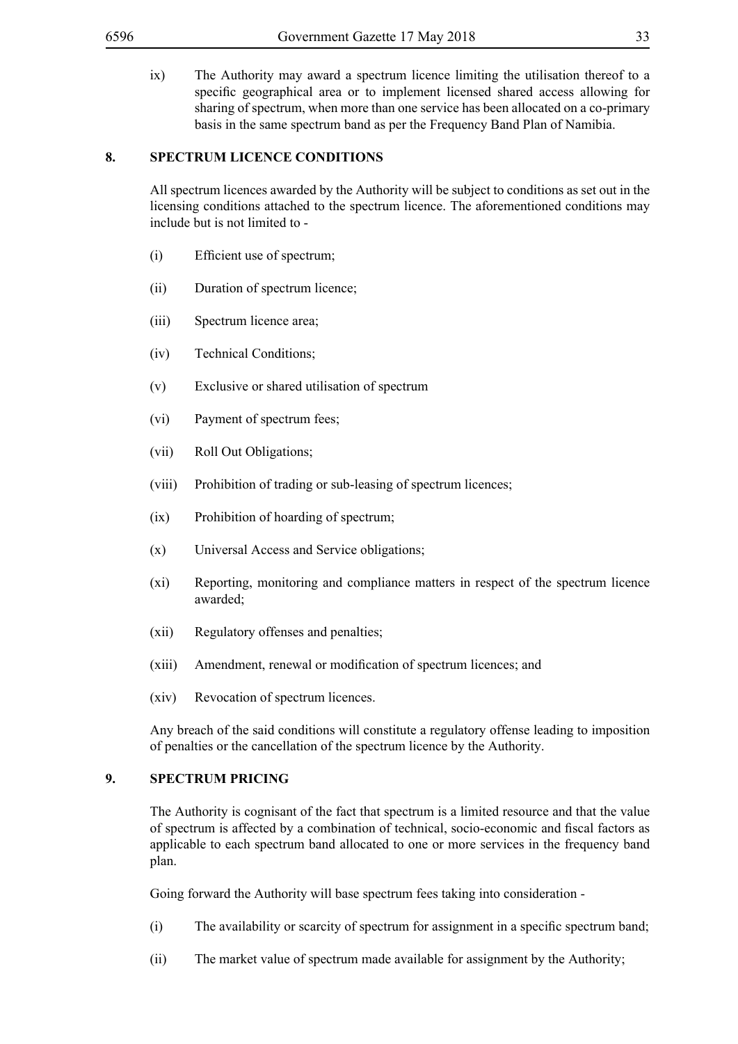ix) The Authority may award a spectrum licence limiting the utilisation thereof to a specific geographical area or to implement licensed shared access allowing for sharing of spectrum, when more than one service has been allocated on a co-primary basis in the same spectrum band as per the Frequency Band Plan of Namibia.

## 8. SPECTRUM LICENCE CONDITIONS

All spectrum licences awarded by the Authority will be subject to conditions as set out in the licensing conditions attached to the spectrum licence. The aforementioned conditions may include but is not limited to -

(i) Efficient use of spectrum;

(ii) Duration of spectrum licence;

(iii) Spectrum licence area;

(iv) Technical Conditions;

(v) Exclusive or shared utilisation of spectrum

(vi) Payment of spectrum fees;

(vii) Roll Out Obligations;

(viii) Prohibition of trading or sub-leasing of spectrum licences;

(ix) Prohibition of hoarding of spectrum;

(x) Universal Access and Service obligations;

(xi) Reporting, monitoring and compliance matters in respect of the spectrum licence awarded;

(xii) Regulatory offenses and penalties;

(xiii) Amendment, renewal or modification of spectrum licences; and

(xiv) Revocation of spectrum licences.

Any breach of the said conditions will constitute a regulatory offense leading to imposition of penalties or the cancellation of the spectrum licence by the Authority.

## 9. SPECTRUM PRICING

The Authority is cognisant of the fact that spectrum is a limited resource and that the value of spectrum is affected by a combination of technical, socio-economic and fiscal factors as applicable to each spectrum band allocated to one or more services in the frequency band plan.

Going forward the Authority will base spectrum fees taking into consideration -

(i) The availability or scarcity of spectrum for assignment in a specific spectrum band;

(ii) The market value of spectrum made available for assignment by the Authority;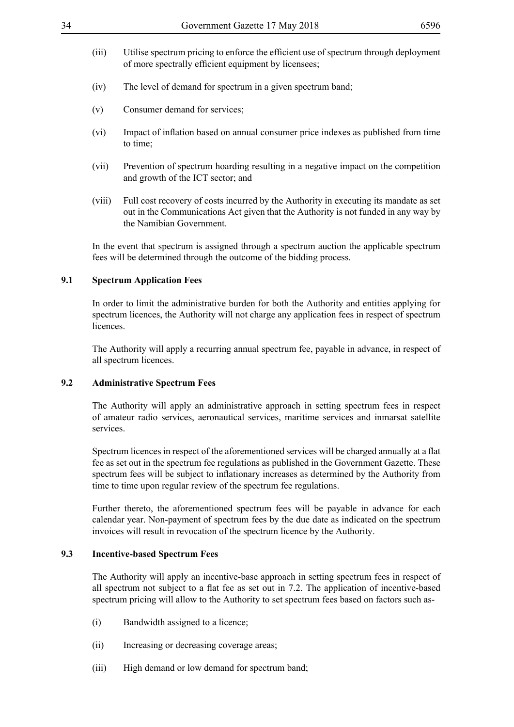(iii) Utilise spectrum pricing to enforce the efficient use of spectrum through deployment of more spectrally efficient equipment by licensees;

(iv) The level of demand for spectrum in a given spectrum band;

(v) Consumer demand for services;

(vi) Impact of inflation based on annual consumer price indexes as published from time to time;

(vii) Prevention of spectrum hoarding resulting in a negative impact on the competition and growth of the ICT sector; and

(viii) Full cost recovery of costs incurred by the Authority in executing its mandate as set out in the Communications Act given that the Authority is not funded in any way by the Namibian Government.

In the event that spectrum is assigned through a spectrum auction the applicable spectrum fees will be determined through the outcome of the bidding process.

### 9.1 Spectrum Application Fees

In order to limit the administrative burden for both the Authority and entities applying for spectrum licences, the Authority will not charge any application fees in respect of spectrum licences.

The Authority will apply a recurring annual spectrum fee, payable in advance, in respect of all spectrum licences.

### 9.2 Administrative Spectrum Fees

The Authority will apply an administrative approach in setting spectrum fees in respect of amateur radio services, aeronautical services, maritime services and inmarsat satellite services.

Spectrum licences in respect of the aforementioned services will be charged annually at a flat fee as set out in the spectrum fee regulations as published in the Government Gazette. These spectrum fees will be subject to inflationary increases as determined by the Authority from time to time upon regular review of the spectrum fee regulations.

Further thereto, the aforementioned spectrum fees will be payable in advance for each calendar year. Non-payment of spectrum fees by the due date as indicated on the spectrum invoices will result in revocation of the spectrum licence by the Authority.

### 9.3 Incentive-based Spectrum Fees

The Authority will apply an incentive-base approach in setting spectrum fees in respect of all spectrum not subject to a flat fee as set out in 7.2. The application of incentive-based spectrum pricing will allow to the Authority to set spectrum fees based on factors such as-

(i) Bandwidth assigned to a licence;

(ii) Increasing or decreasing coverage areas;

(iii) High demand or low demand for spectrum band;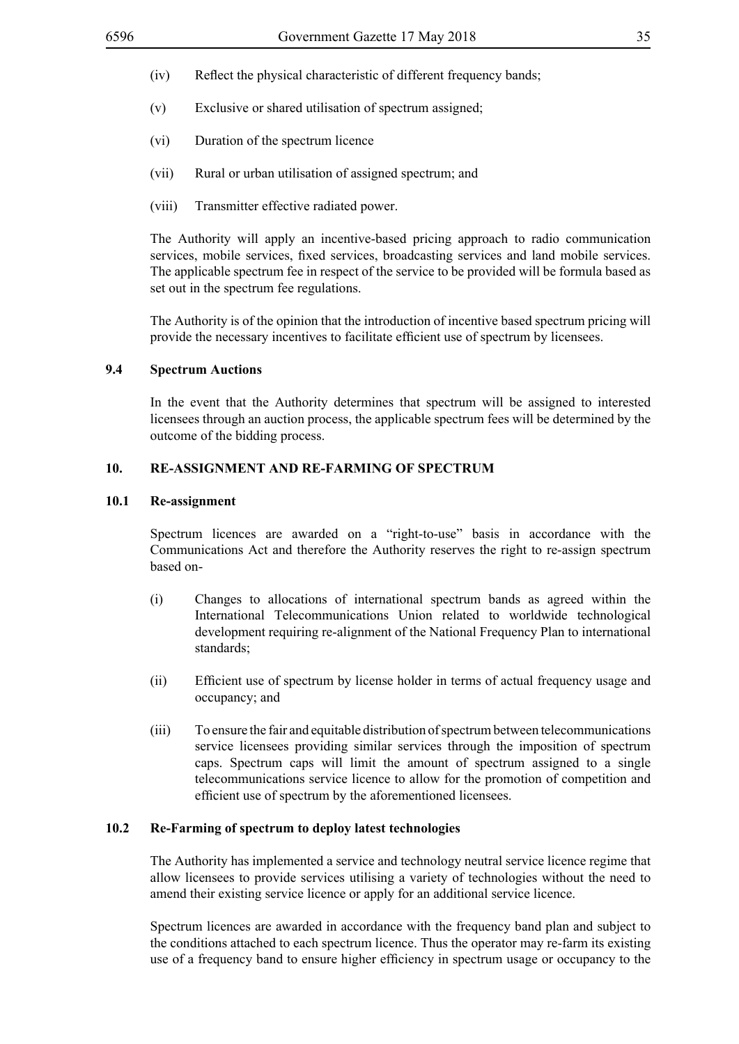(iv) Reflect the physical characteristic of different frequency bands;

(v) Exclusive or shared utilisation of spectrum assigned;

(vi) Duration of the spectrum licence

(vii) Rural or urban utilisation of assigned spectrum; and

(viii) Transmitter effective radiated power.

The Authority will apply an incentive-based pricing approach to radio communication services, mobile services, fixed services, broadcasting services and land mobile services. The applicable spectrum fee in respect of the service to be provided will be formula based as set out in the spectrum fee regulations.

The Authority is of the opinion that the introduction of incentive based spectrum pricing will provide the necessary incentives to facilitate efficient use of spectrum by licensees.

### 9.4 Spectrum Auctions

In the event that the Authority determines that spectrum will be assigned to interested licensees through an auction process, the applicable spectrum fees will be determined by the outcome of the bidding process.

## 10. RE-ASSIGNMENT AND RE-FARMING OF SPECTRUM

### 10.1 Re-assignment

Spectrum licences are awarded on a "right-to-use" basis in accordance with the Communications Act and therefore the Authority reserves the right to re-assign spectrum based on-

(i) Changes to allocations of international spectrum bands as agreed within the International Telecommunications Union related to worldwide technological development requiring re-alignment of the National Frequency Plan to international standards;

(ii) Efficient use of spectrum by license holder in terms of actual frequency usage and occupancy; and

(iii) To ensure the fair and equitable distribution of spectrum between telecommunications service licensees providing similar services through the imposition of spectrum caps. Spectrum caps will limit the amount of spectrum assigned to a single telecommunications service licence to allow for the promotion of competition and efficient use of spectrum by the aforementioned licensees.

### 10.2 Re-Farming of spectrum to deploy latest technologies

The Authority has implemented a service and technology neutral service licence regime that allow licensees to provide services utilising a variety of technologies without the need to amend their existing service licence or apply for an additional service licence.

Spectrum licences are awarded in accordance with the frequency band plan and subject to the conditions attached to each spectrum licence. Thus the operator may re-farm its existing use of a frequency band to ensure higher efficiency in spectrum usage or occupancy to the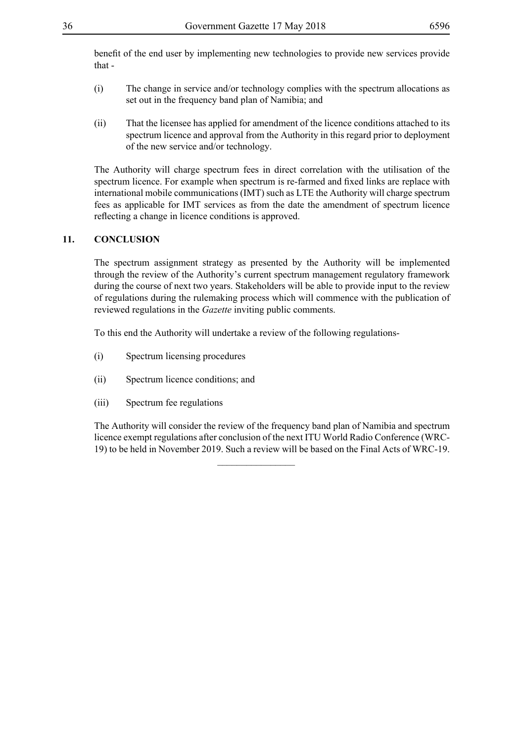benefit of the end user by implementing new technologies to provide new services provide that -

(i) The change in service and/or technology complies with the spectrum allocations as set out in the frequency band plan of Namibia; and

(ii) That the licensee has applied for amendment of the licence conditions attached to its spectrum licence and approval from the Authority in this regard prior to deployment of the new service and/or technology.

The Authority will charge spectrum fees in direct correlation with the utilisation of the spectrum licence. For example when spectrum is re-farmed and fixed links are replace with international mobile communications (IMT) such as LTE the Authority will charge spectrum fees as applicable for IMT services as from the date the amendment of spectrum licence reflecting a change in licence conditions is approved.

## 11. CONCLUSION

The spectrum assignment strategy as presented by the Authority will be implemented through the review of the Authority's current spectrum management regulatory framework during the course of next two years. Stakeholders will be able to provide input to the review of regulations during the rulemaking process which will commence with the publication of reviewed regulations in the *Gazette* inviting public comments.

To this end the Authority will undertake a review of the following regulations-

(i) Spectrum licensing procedures

(ii) Spectrum licence conditions; and

(iii) Spectrum fee regulations

The Authority will consider the review of the frequency band plan of Namibia and spectrum licence exempt regulations after conclusion of the next ITU World Radio Conference (WRC-19) to be held in November 2019. Such a review will be based on the Final Acts of WRC-19.

________________